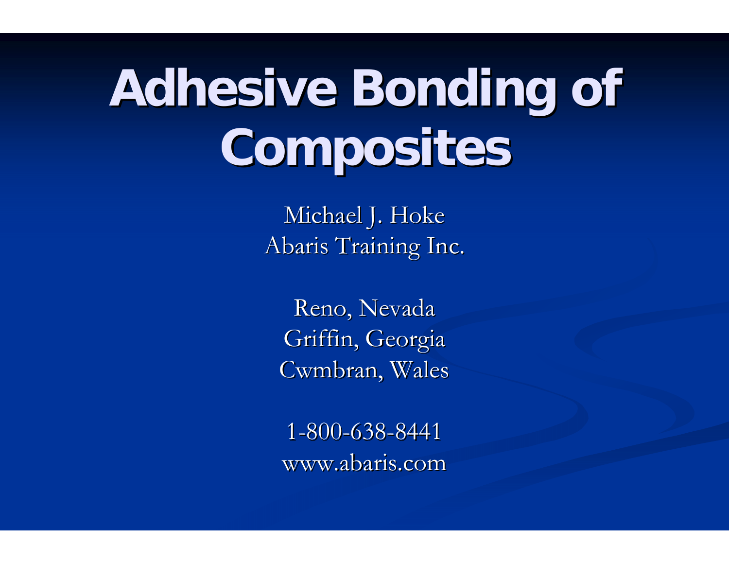# Adhesive Bonding of Composites

Michael J. Hoke
Abaris Training Inc.

Reno, Nevada
Griffin, Georgia
Cwmbran, Wales

1-800-638-8441
www.abaris.com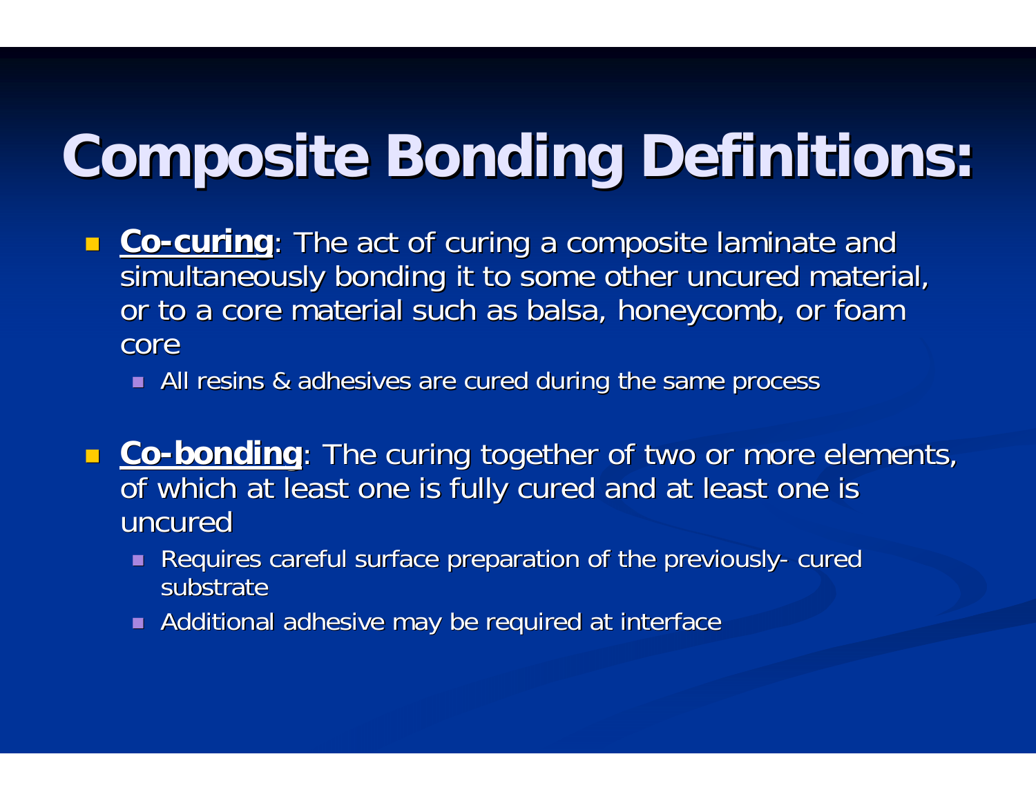# Composite Bonding Definitions:

- **<u>Co-curing</u>**: The act of curing a composite laminate and simultaneously bonding it to some other uncured material, or to a core material such as balsa, honeycomb, or foam core
  - All resins & adhesives are cured during the same process

- **<u>Co-bonding</u>**: The curing together of two or more elements, of which at least one is fully cured and at least one is uncured
  - Requires careful surface preparation of the previously- cured substrate
  - Additional adhesive may be required at interface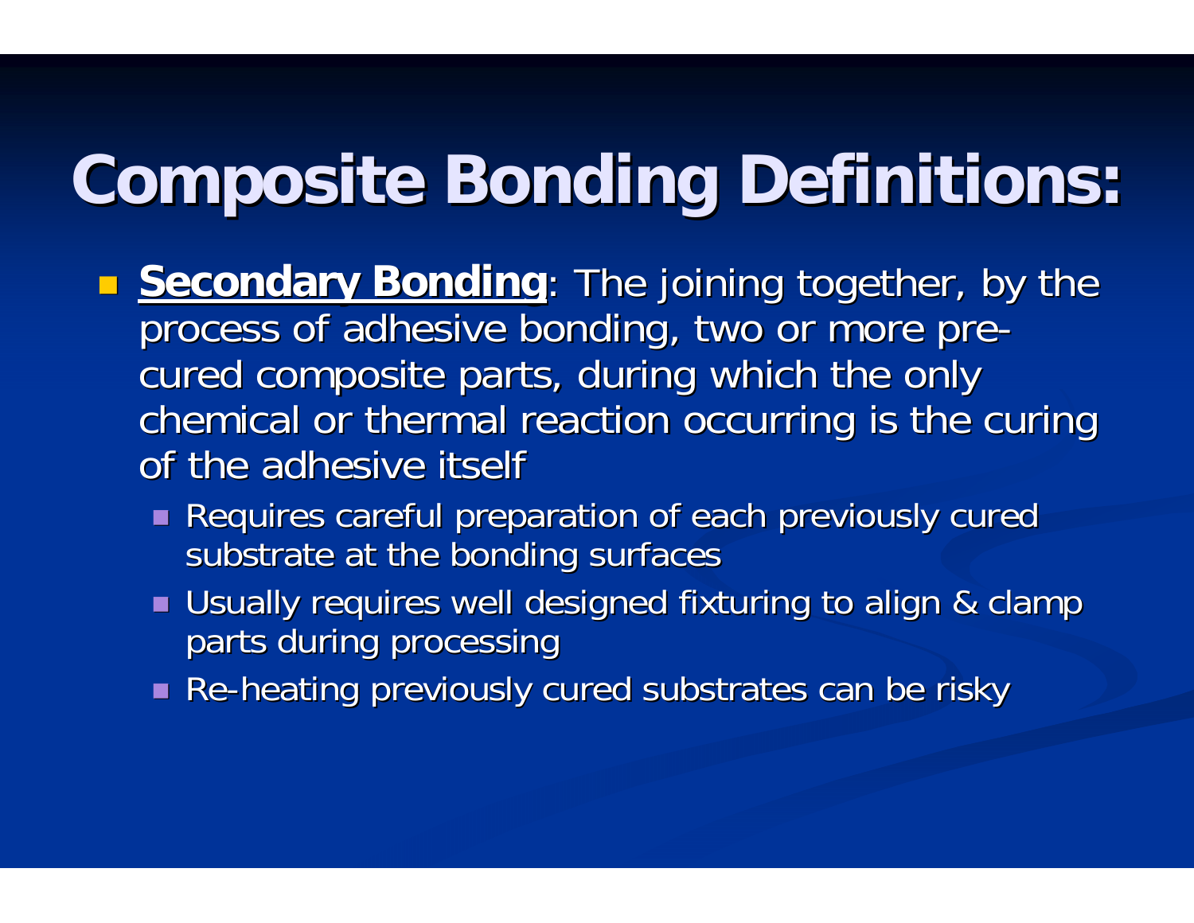# Composite Bonding Definitions:

- **<u>Secondary Bonding</u>**: The joining together, by the process of adhesive bonding, two or more pre-cured composite parts, during which the only chemical or thermal reaction occurring is the curing of the adhesive itself
  - Requires careful preparation of each previously cured substrate at the bonding surfaces
  - Usually requires well designed fixturing to align & clamp parts during processing
  - Re-heating previously cured substrates can be risky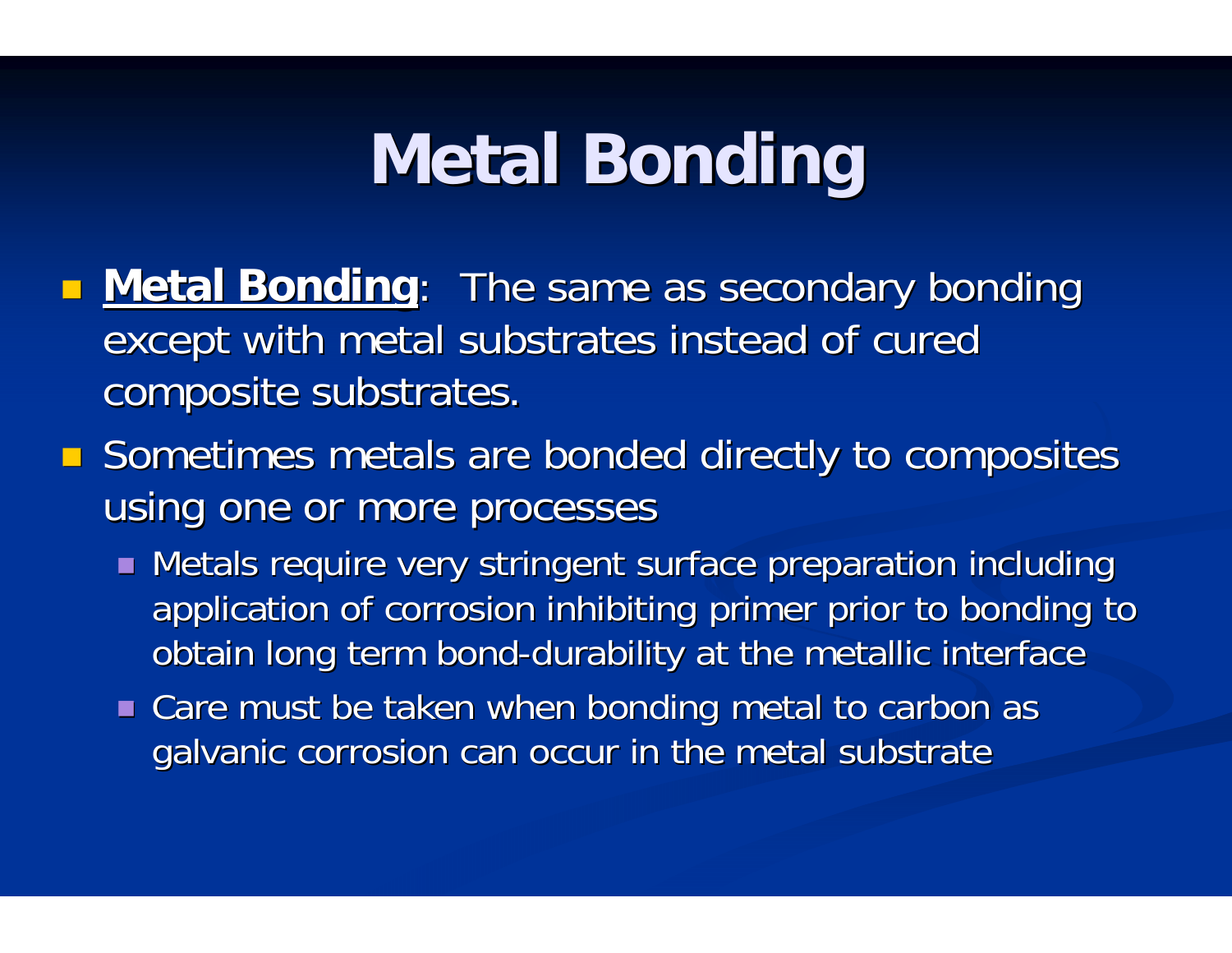# Metal Bonding

- **<u>Metal Bonding</u>**: The same as secondary bonding except with metal substrates instead of cured composite substrates.
- Sometimes metals are bonded directly to composites using one or more processes
  - Metals require very stringent surface preparation including application of corrosion inhibiting primer prior to bonding to obtain long term bond-durability at the metallic interface
  - Care must be taken when bonding metal to carbon as galvanic corrosion can occur in the metal substrate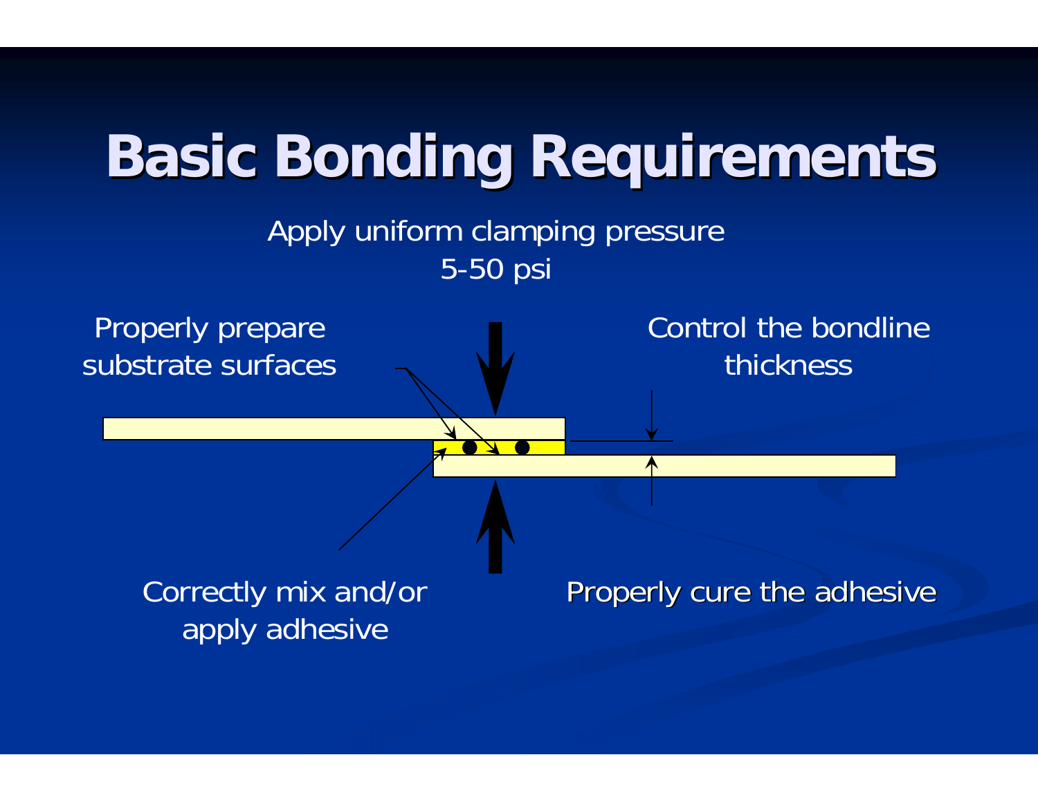# Basic Bonding Requirements

Apply uniform clamping pressure
5-50 psi

Properly prepare substrate surfaces

Control the bondline thickness

Correctly mix and/or apply adhesive

Properly cure the adhesive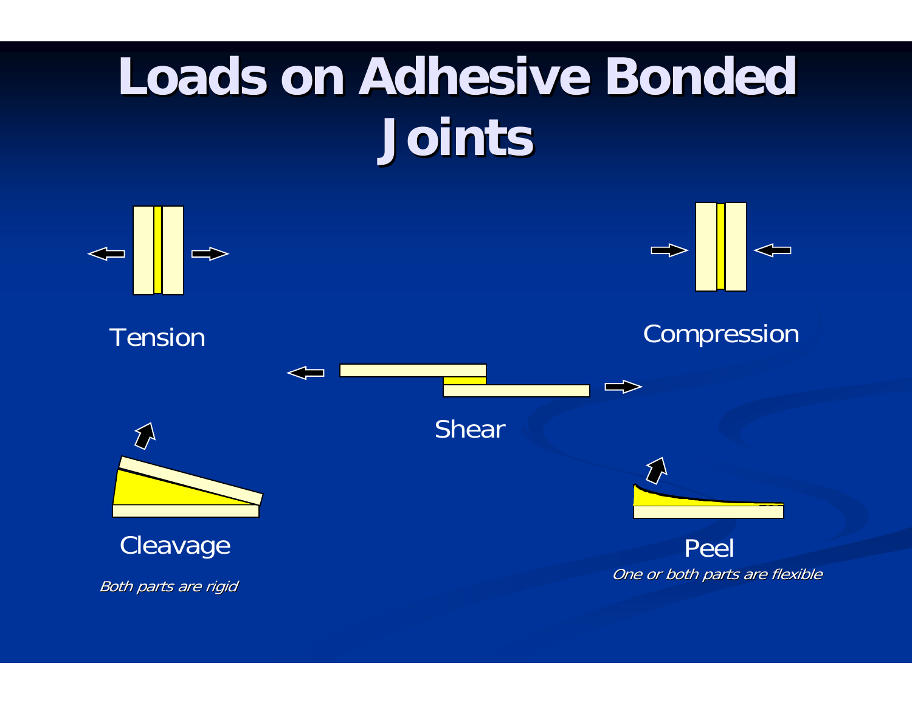# Loads on Adhesive Bonded Joints

Tension

Compression

Shear

Cleavage

*Both parts are rigid*

Peel

*One or both parts are flexible*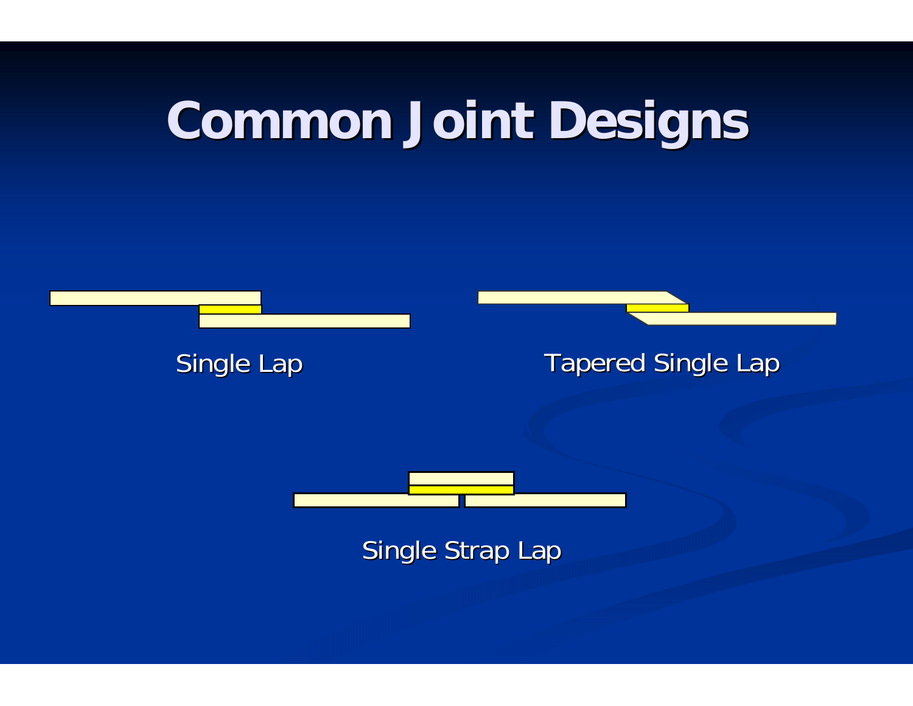# Common Joint Designs

Single Lap

Tapered Single Lap

Single Strap Lap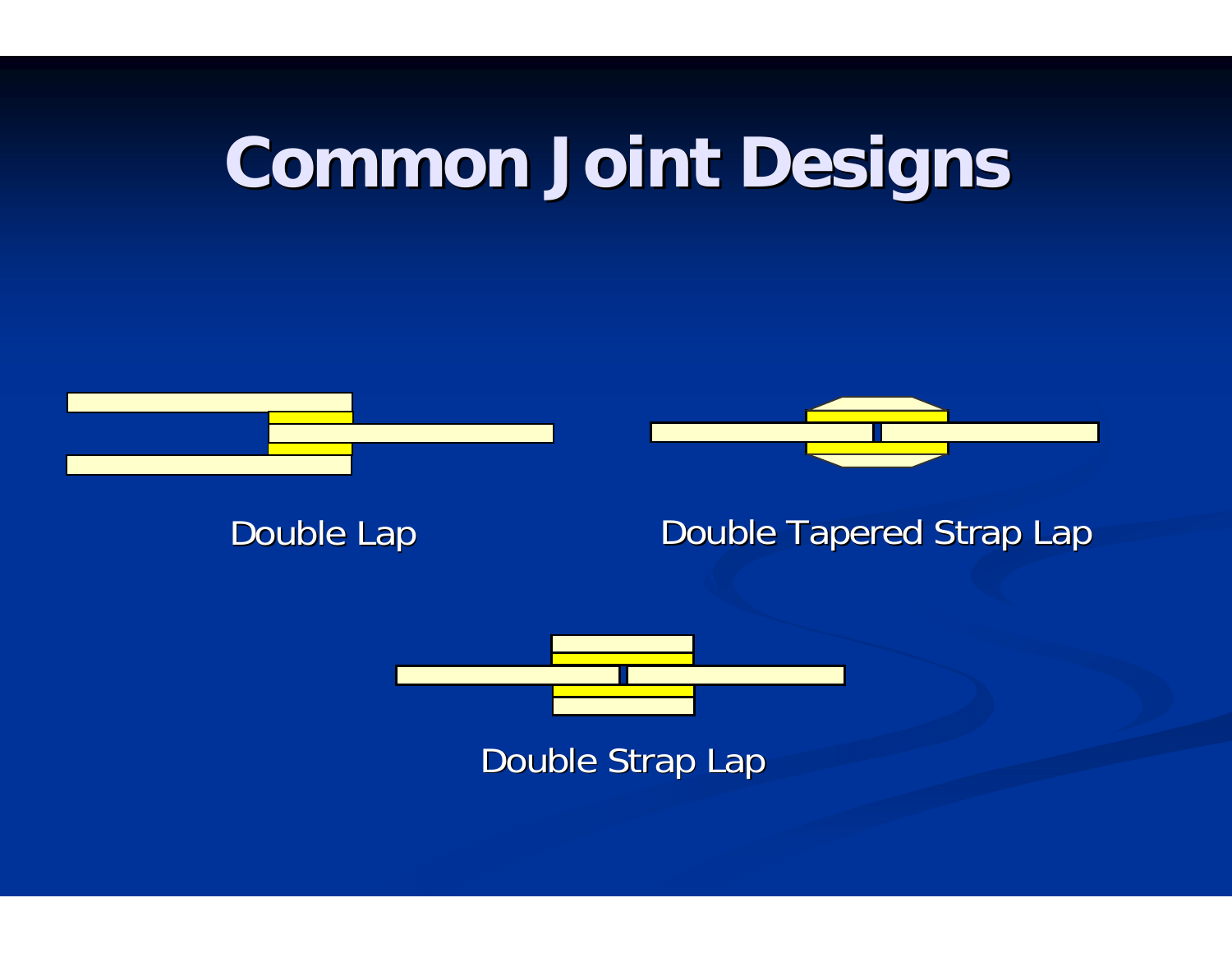# Common Joint Designs

Double Lap

Double Tapered Strap Lap

Double Strap Lap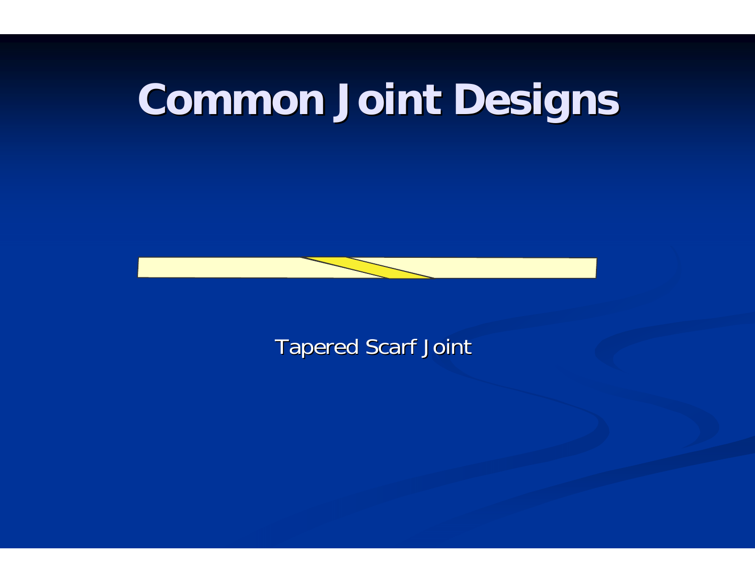# Common Joint Designs

Tapered Scarf Joint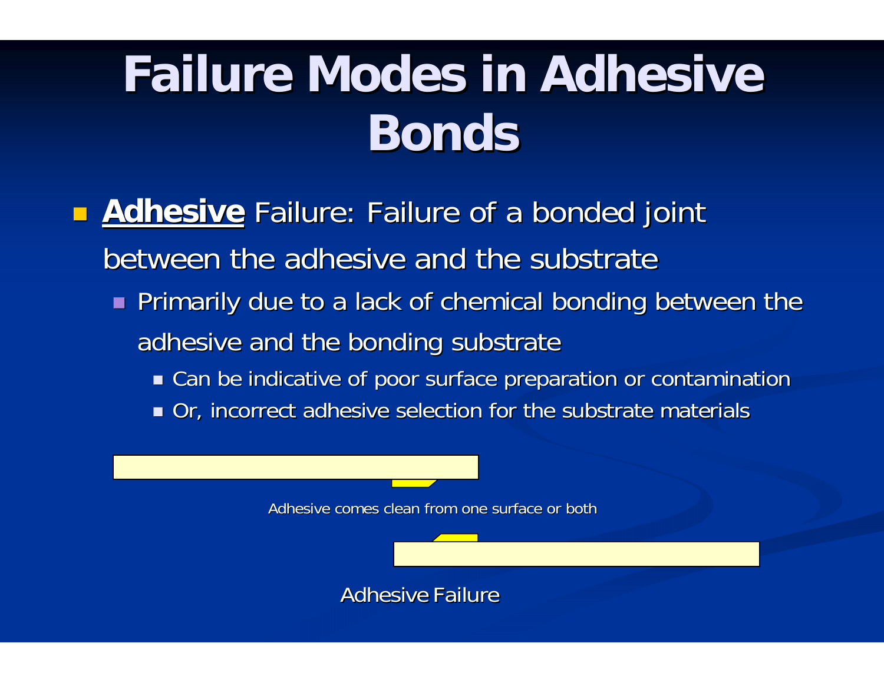# Failure Modes in Adhesive Bonds

- **Adhesive** Failure: Failure of a bonded joint between the adhesive and the substrate
  - Primarily due to a lack of chemical bonding between the adhesive and the bonding substrate
    - Can be indicative of poor surface preparation or contamination
    - Or, incorrect adhesive selection for the substrate materials

Adhesive comes clean from one surface or both

Adhesive Failure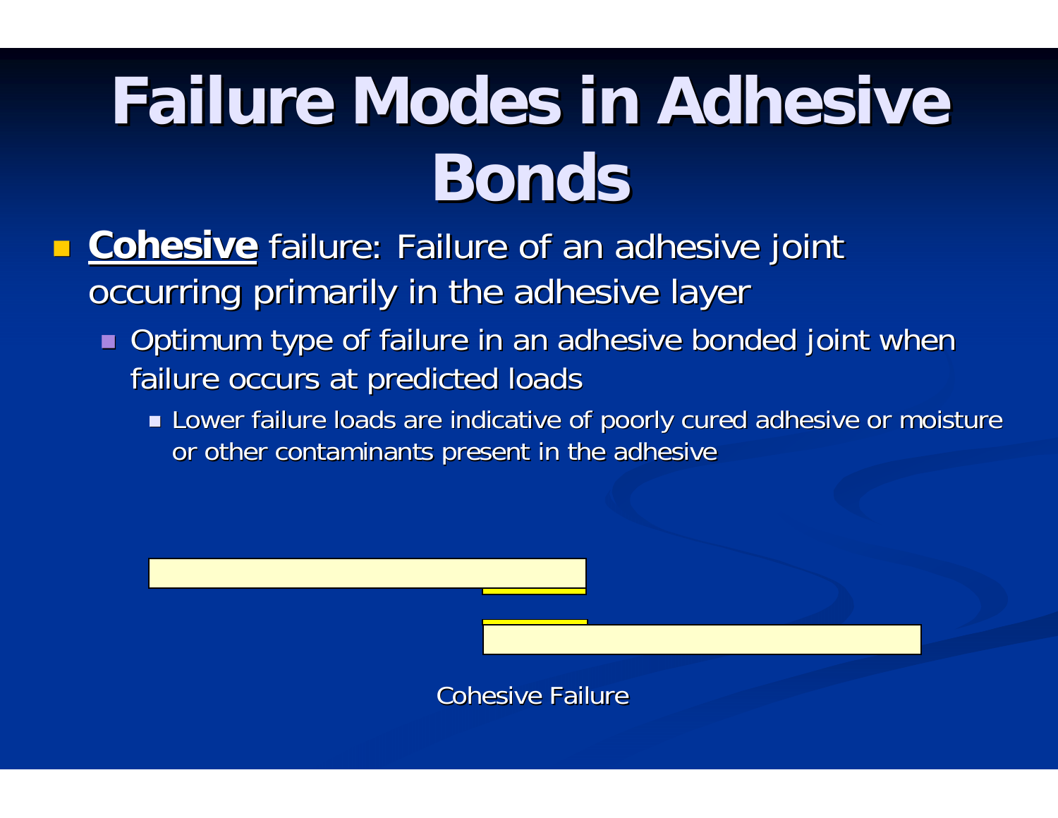# Failure Modes in Adhesive Bonds

- **<u>Cohesive</u>** failure: Failure of an adhesive joint occurring primarily in the adhesive layer
  - Optimum type of failure in an adhesive bonded joint when failure occurs at predicted loads
    - Lower failure loads are indicative of poorly cured adhesive or moisture or other contaminants present in the adhesive

Cohesive Failure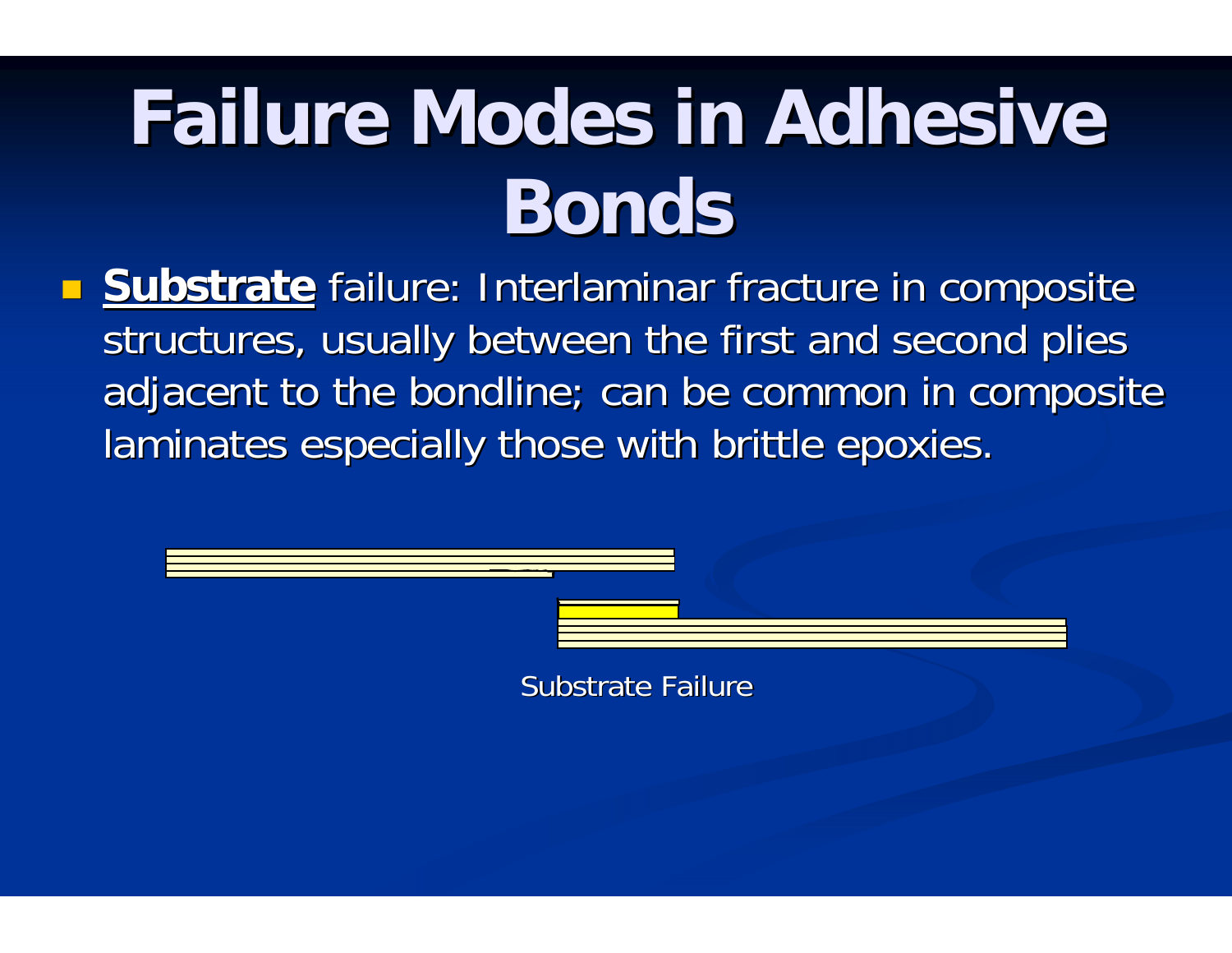# Failure Modes in Adhesive Bonds

- **Substrate** failure: Interlaminar fracture in composite structures, usually between the first and second plies adjacent to the bondline; can be common in composite laminates especially those with brittle epoxies.

Substrate Failure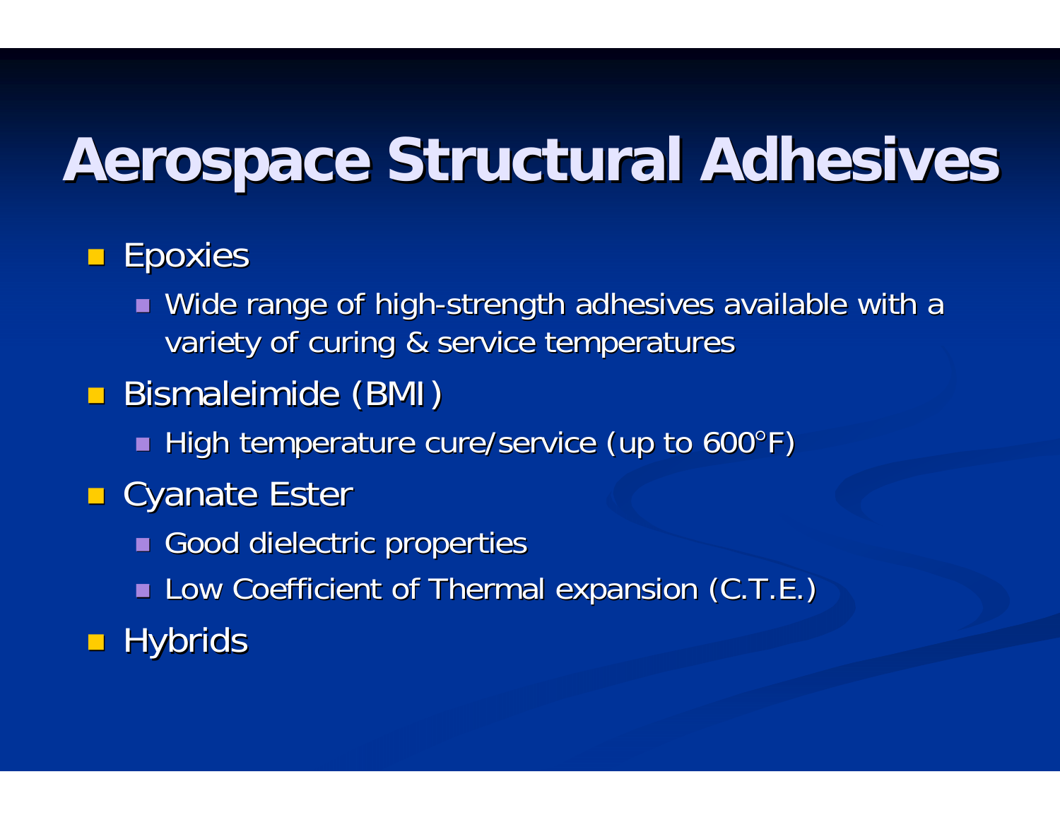# Aerospace Structural Adhesives

- Epoxies
  - Wide range of high-strength adhesives available with a variety of curing & service temperatures
- Bismaleimide (BMI)
  - High temperature cure/service (up to 600°F)
- Cyanate Ester
  - Good dielectric properties
  - Low Coefficient of Thermal expansion (C.T.E.)
- Hybrids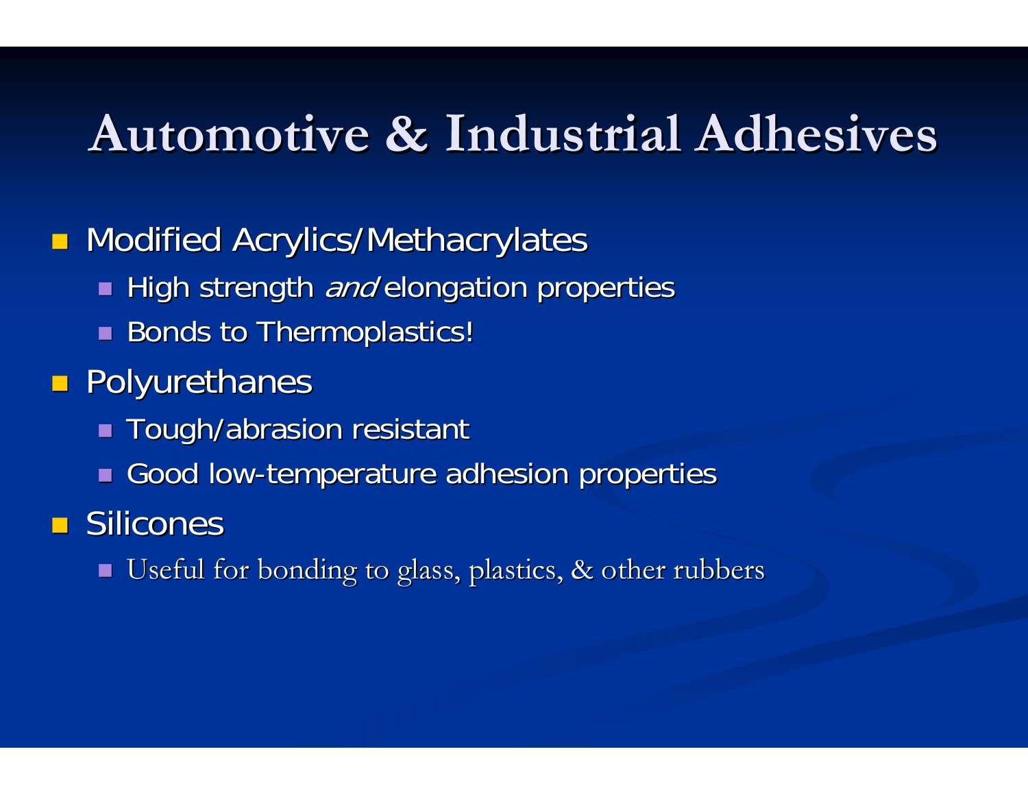# Automotive & Industrial Adhesives

- Modified Acrylics/Methacrylates
  - High strength *and* elongation properties
  - Bonds to Thermoplastics!
- Polyurethanes
  - Tough/abrasion resistant
  - Good low-temperature adhesion properties
- Silicones
  - Useful for bonding to glass, plastics, & other rubbers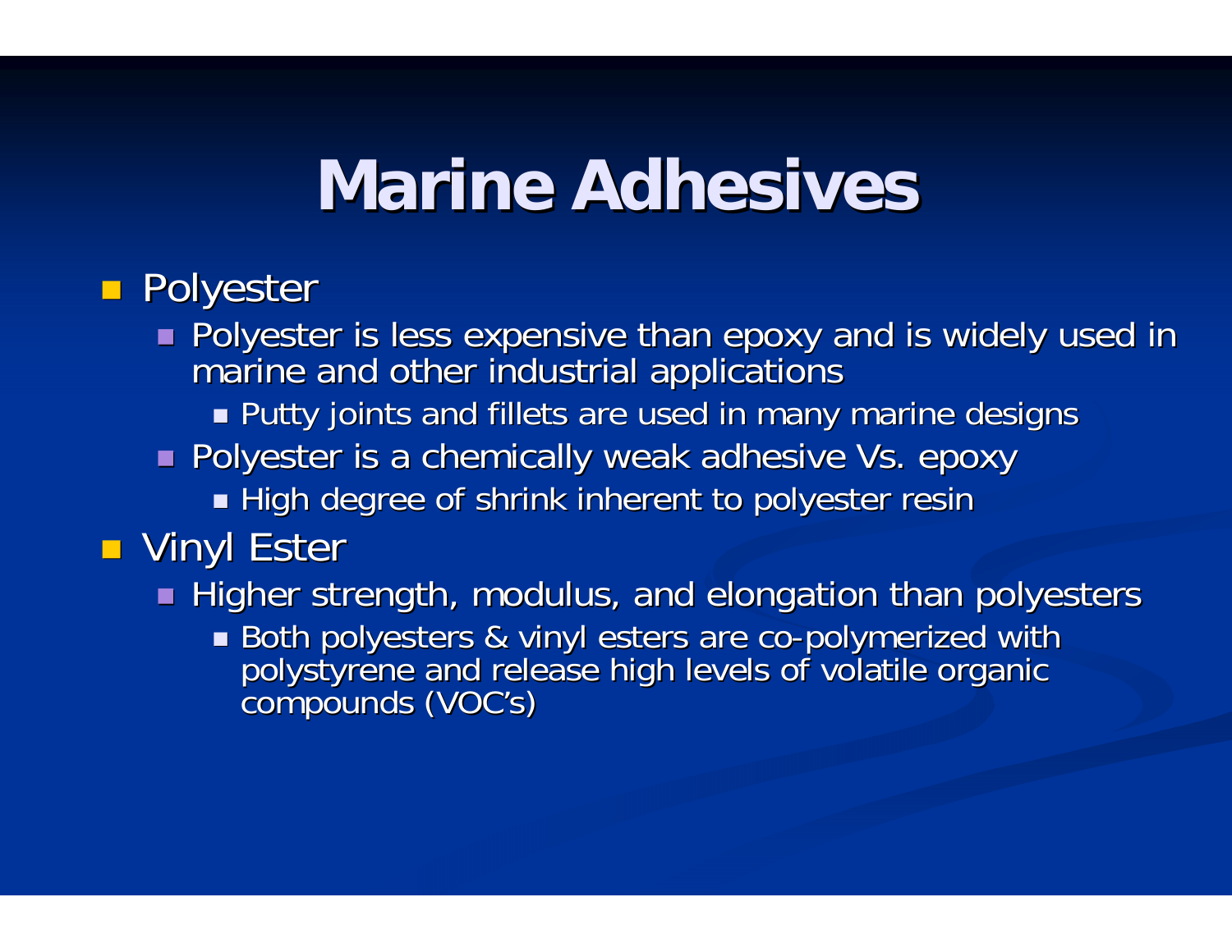# Marine Adhesives

- Polyester
  - Polyester is less expensive than epoxy and is widely used in marine and other industrial applications
    - Putty joints and fillets are used in many marine designs
  - Polyester is a chemically weak adhesive Vs. epoxy
    - High degree of shrink inherent to polyester resin
- Vinyl Ester
  - Higher strength, modulus, and elongation than polyesters
    - Both polyesters & vinyl esters are co-polymerized with polystyrene and release high levels of volatile organic compounds (VOC's)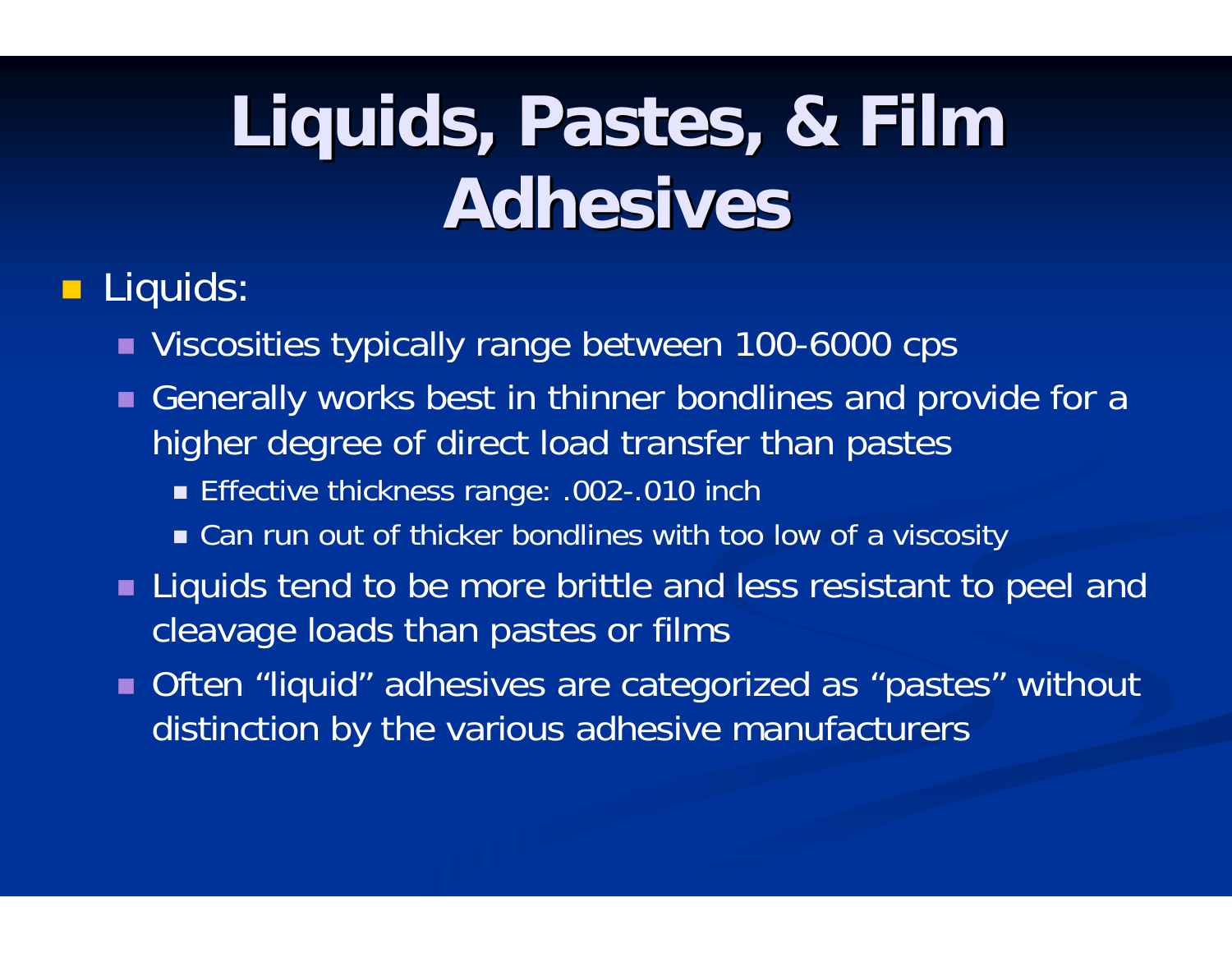# Liquids, Pastes, & Film Adhesives

- Liquids:
  - Viscosities typically range between 100-6000 cps
  - Generally works best in thinner bondlines and provide for a higher degree of direct load transfer than pastes
    - Effective thickness range: .002-.010 inch
    - Can run out of thicker bondlines with too low of a viscosity
  - Liquids tend to be more brittle and less resistant to peel and cleavage loads than pastes or films
  - Often "liquid" adhesives are categorized as "pastes" without distinction by the various adhesive manufacturers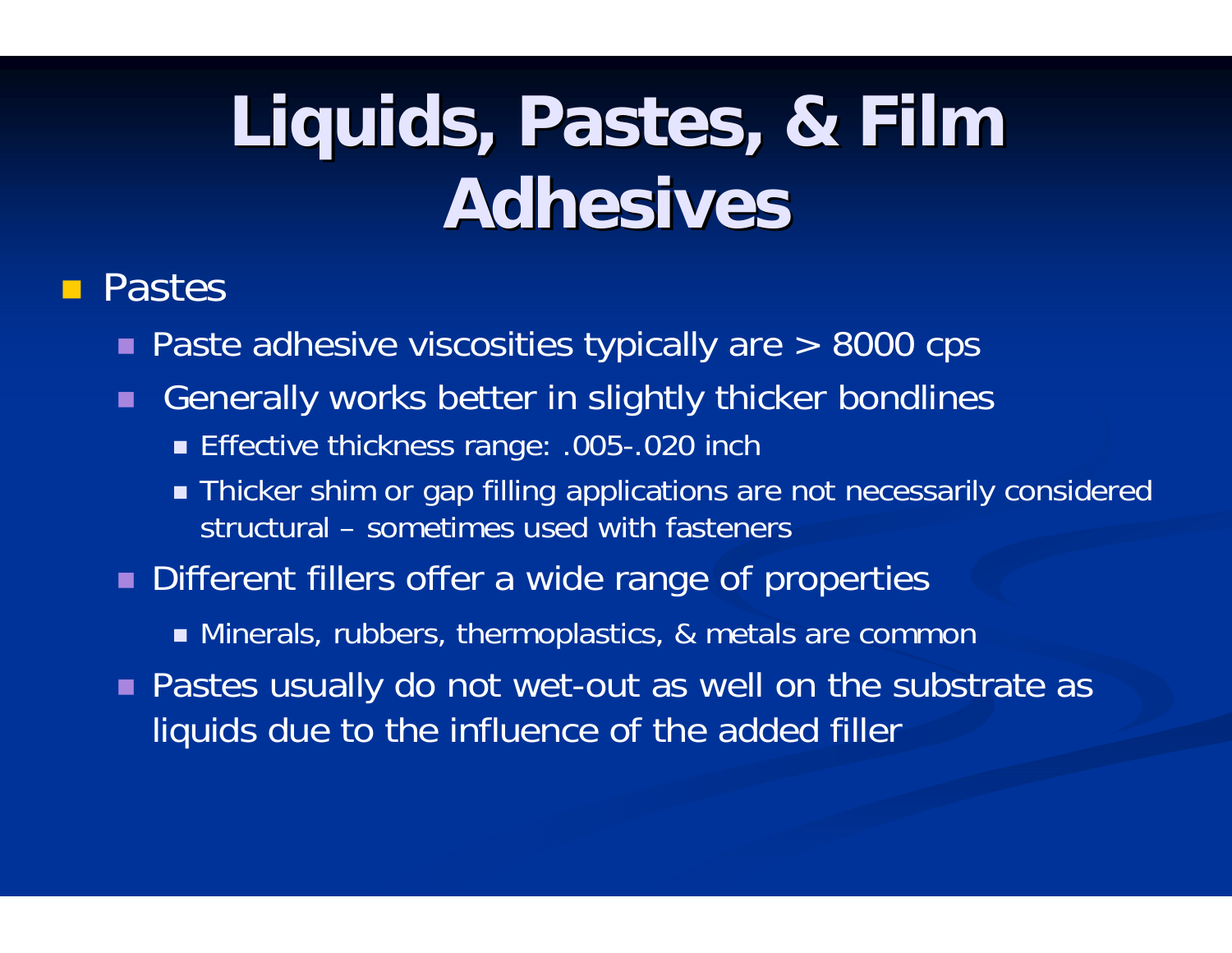# Liquids, Pastes, & Film Adhesives

- Pastes
  - Paste adhesive viscosities typically are > 8000 cps
  - Generally works better in slightly thicker bondlines
    - Effective thickness range: .005-.020 inch
    - Thicker shim or gap filling applications are not necessarily considered structural – sometimes used with fasteners
  - Different fillers offer a wide range of properties
    - Minerals, rubbers, thermoplastics, & metals are common
  - Pastes usually do not wet-out as well on the substrate as liquids due to the influence of the added filler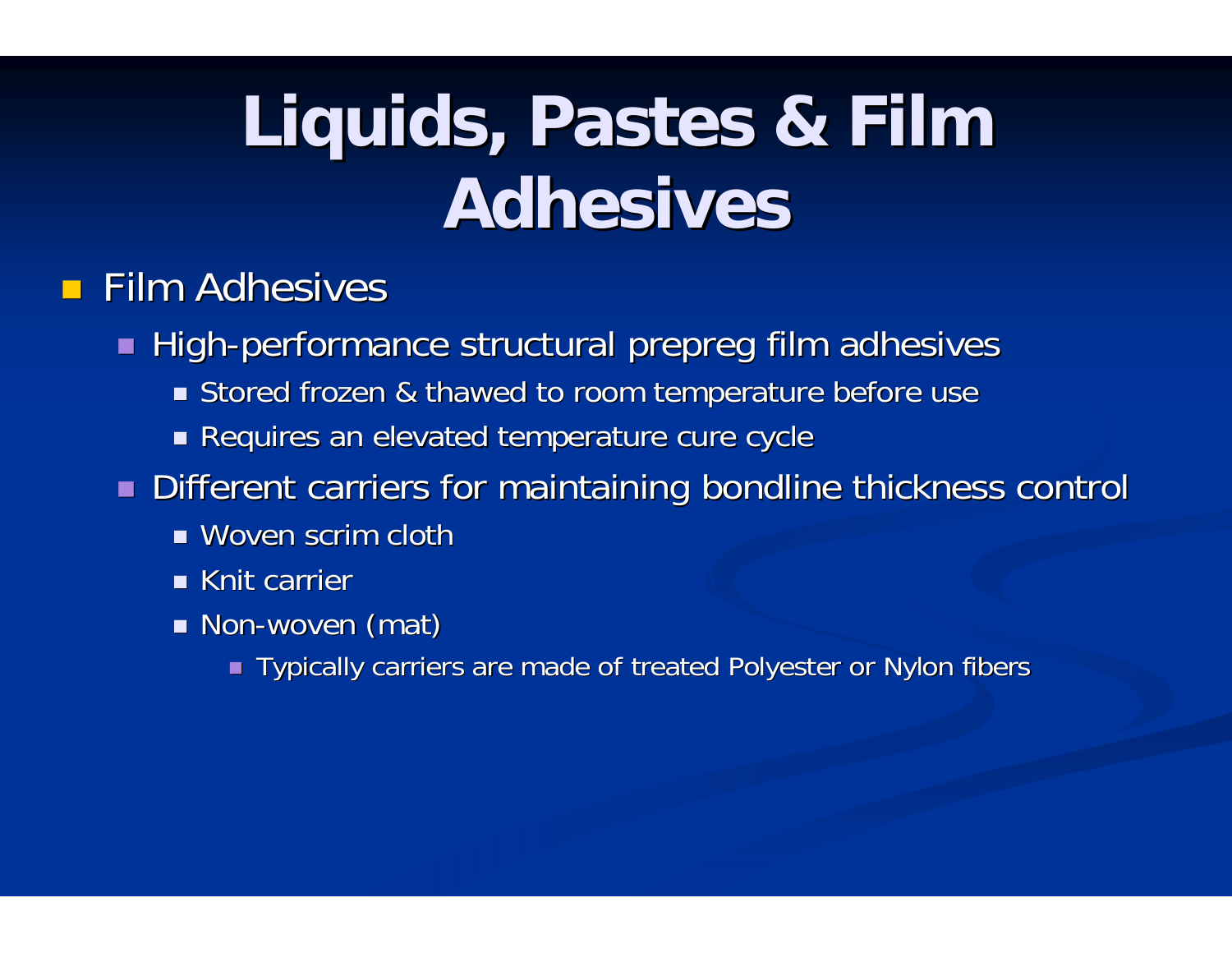# Liquids, Pastes & Film Adhesives

- Film Adhesives
  - High-performance structural prepreg film adhesives
    - Stored frozen & thawed to room temperature before use
    - Requires an elevated temperature cure cycle
  - Different carriers for maintaining bondline thickness control
    - Woven scrim cloth
    - Knit carrier
    - Non-woven (mat)
      - Typically carriers are made of treated Polyester or Nylon fibers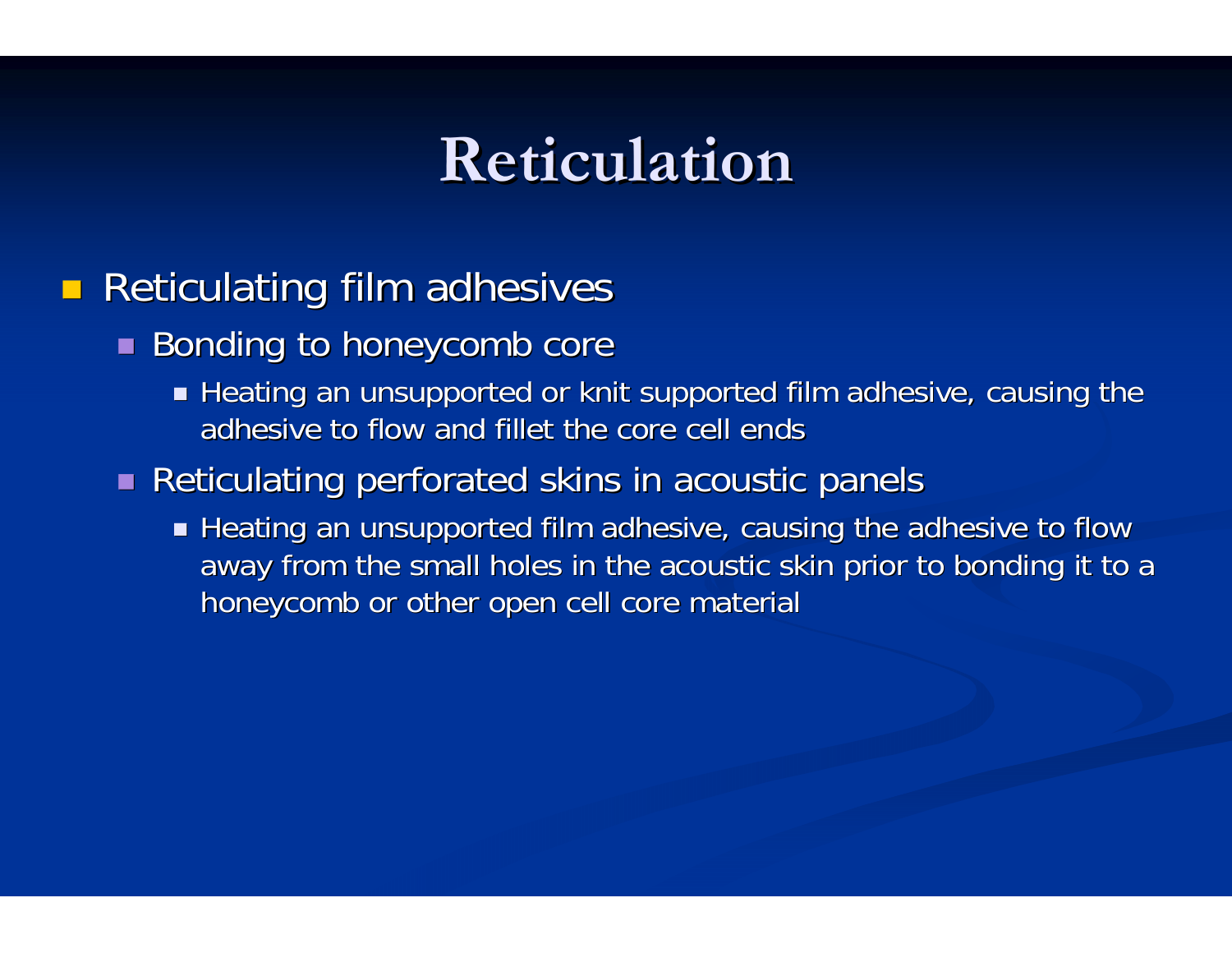# Reticulation

- Reticulating film adhesives
  - Bonding to honeycomb core
    - Heating an unsupported or knit supported film adhesive, causing the adhesive to flow and fillet the core cell ends
  - Reticulating perforated skins in acoustic panels
    - Heating an unsupported film adhesive, causing the adhesive to flow away from the small holes in the acoustic skin prior to bonding it to a honeycomb or other open cell core material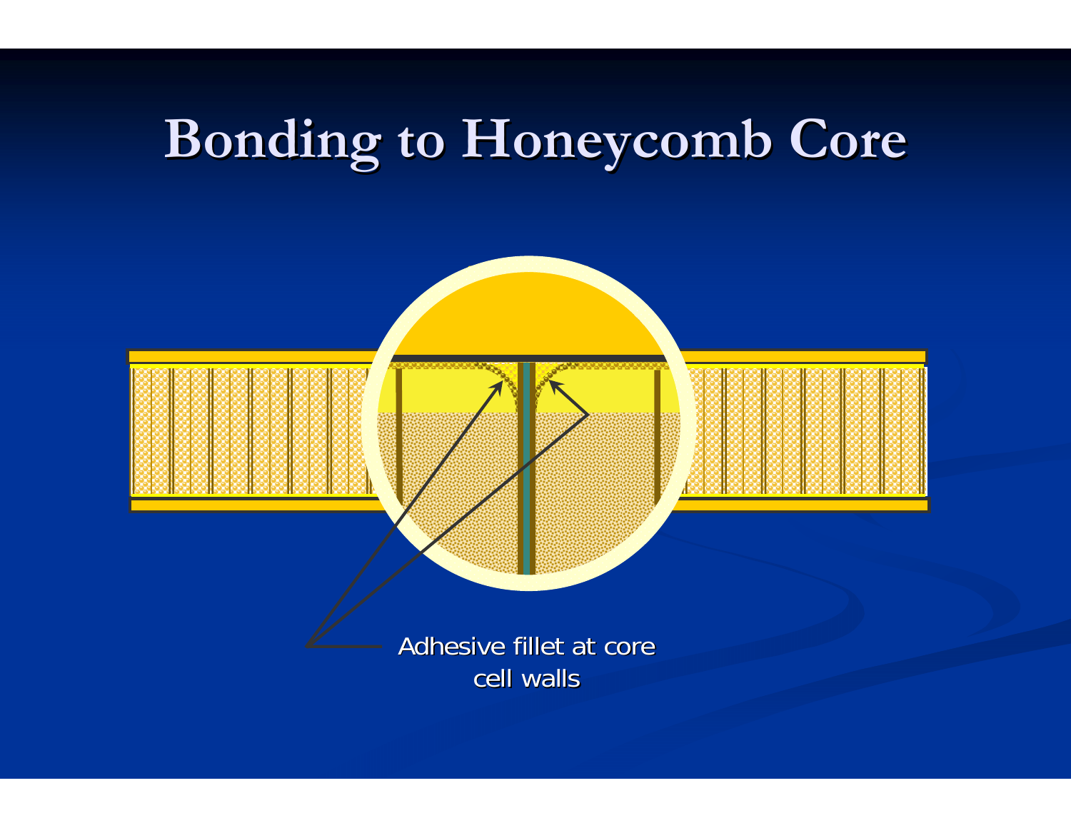# Bonding to Honeycomb Core

Adhesive fillet at core cell walls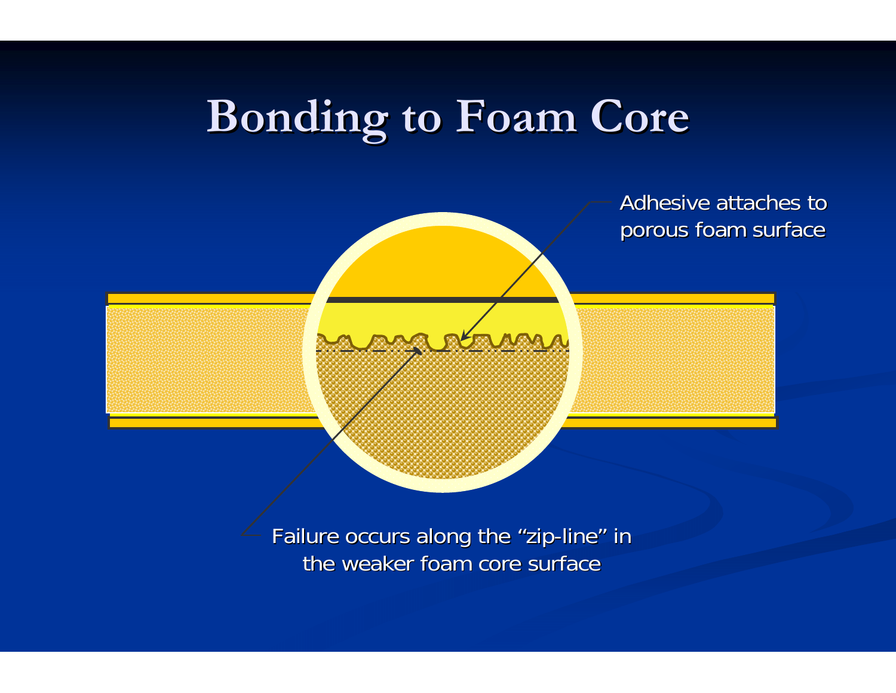# Bonding to Foam Core

Adhesive attaches to porous foam surface

Failure occurs along the "zip-line" in the weaker foam core surface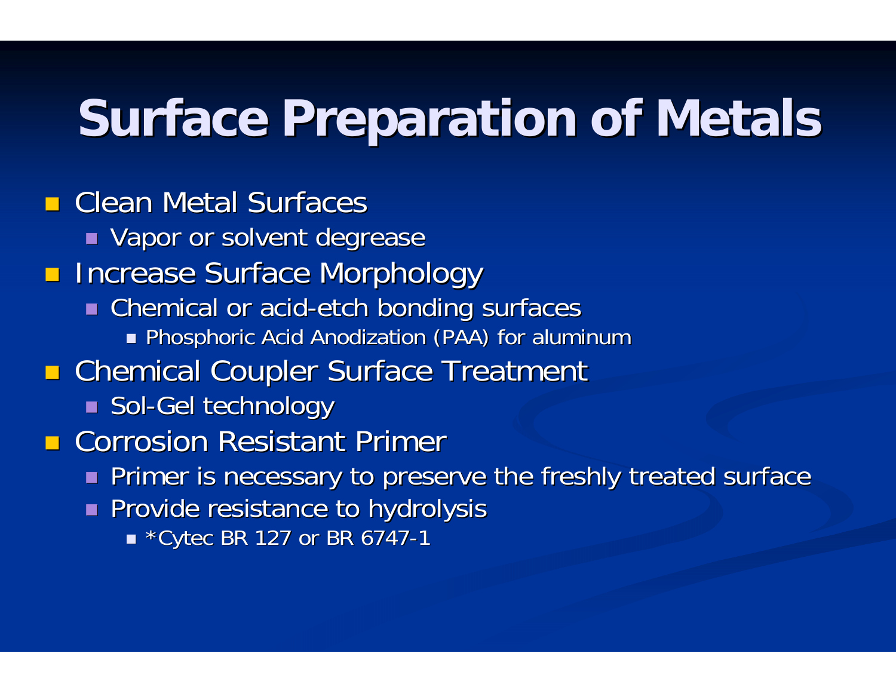# Surface Preparation of Metals

- Clean Metal Surfaces
  - Vapor or solvent degrease
- Increase Surface Morphology
  - Chemical or acid-etch bonding surfaces
    - Phosphoric Acid Anodization (PAA) for aluminum
- Chemical Coupler Surface Treatment
  - Sol-Gel technology
- Corrosion Resistant Primer
  - Primer is necessary to preserve the freshly treated surface
  - Provide resistance to hydrolysis
    - *Cytec BR 127 or BR 6747-1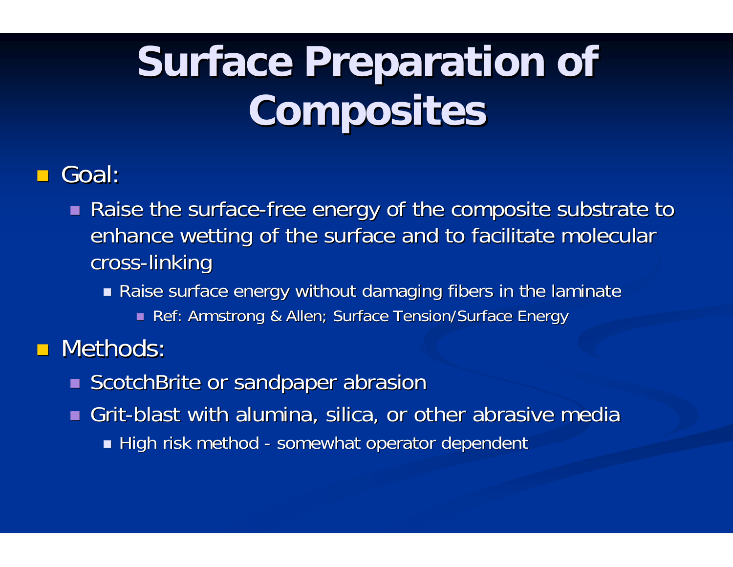# Surface Preparation of Composites

- Goal:
  - Raise the surface-free energy of the composite substrate to enhance wetting of the surface and to facilitate molecular cross-linking
    - Raise surface energy without damaging fibers in the laminate
      - Ref: Armstrong & Allen; Surface Tension/Surface Energy
- Methods:
  - ScotchBrite or sandpaper abrasion
  - Grit-blast with alumina, silica, or other abrasive media
    - High risk method - somewhat operator dependent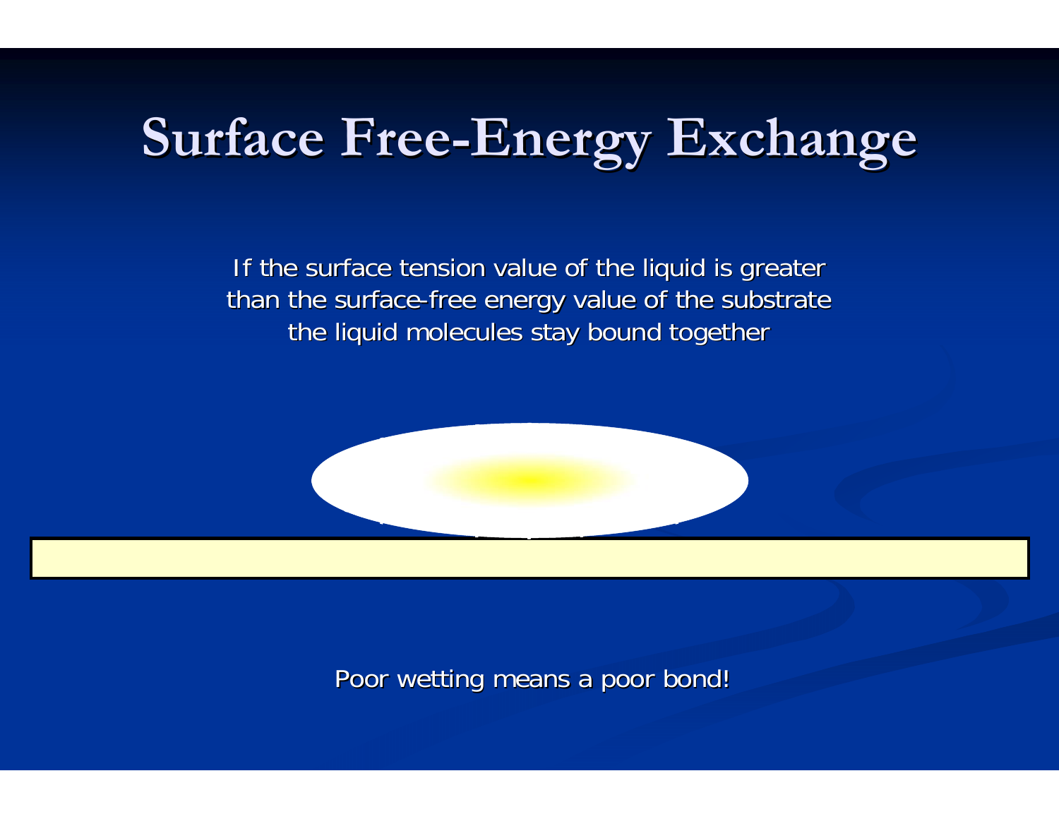# Surface Free-Energy Exchange

If the surface tension value of the liquid is greater than the surface-free energy value of the substrate the liquid molecules stay bound together

Poor wetting means a poor bond!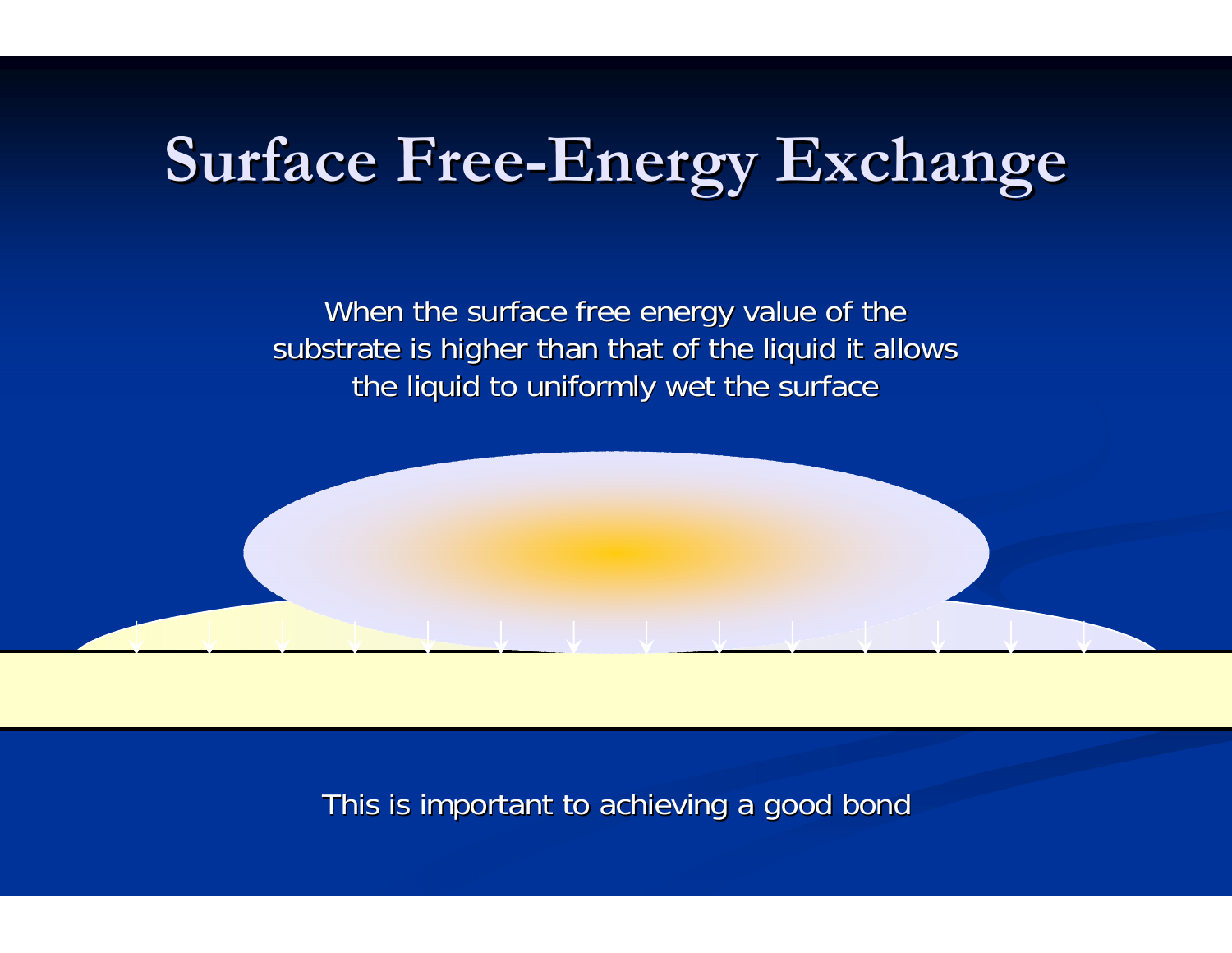# Surface Free-Energy Exchange

When the surface free energy value of the substrate is higher than that of the liquid it allows the liquid to uniformly wet the surface

This is important to achieving a good bond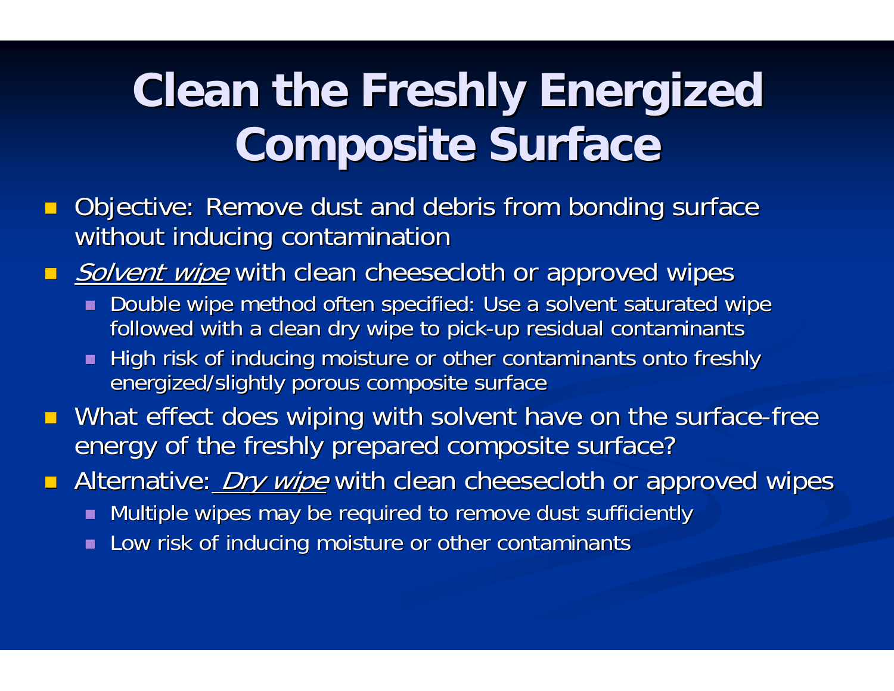# Clean the Freshly Energized Composite Surface

- Objective: Remove dust and debris from bonding surface without inducing contamination
- *Solvent wipe* with clean cheesecloth or approved wipes
  - Double wipe method often specified: Use a solvent saturated wipe followed with a clean dry wipe to pick-up residual contaminants
  - High risk of inducing moisture or other contaminants onto freshly energized/slightly porous composite surface
- What effect does wiping with solvent have on the surface-free energy of the freshly prepared composite surface?
- Alternative: *Dry wipe* with clean cheesecloth or approved wipes
  - Multiple wipes may be required to remove dust sufficiently
  - Low risk of inducing moisture or other contaminants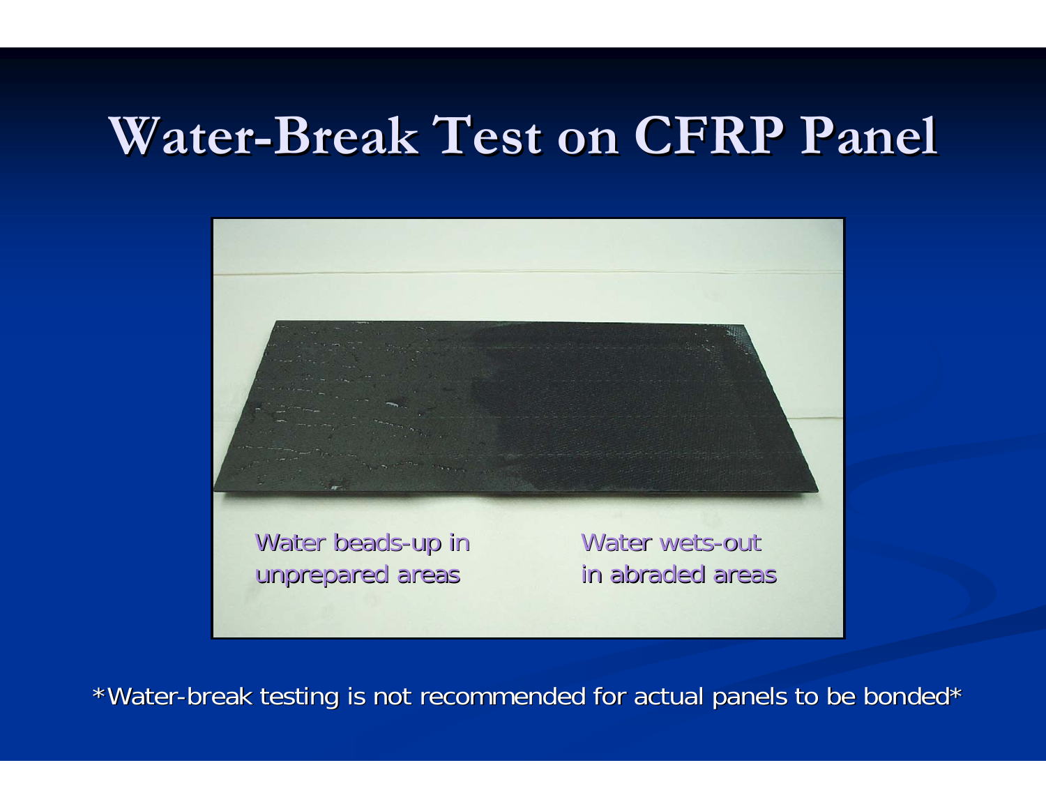# Water-Break Test on CFRP Panel

Water beads-up in unprepared areas

Water wets-out in abraded areas

*Water-break testing is not recommended for actual panels to be bonded*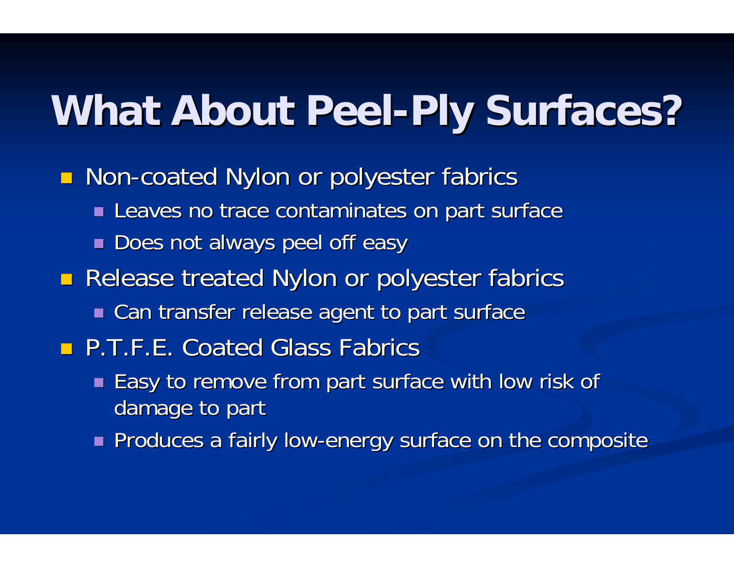# What About Peel-Ply Surfaces?

- Non-coated Nylon or polyester fabrics
  - Leaves no trace contaminates on part surface
  - Does not always peel off easy
- Release treated Nylon or polyester fabrics
  - Can transfer release agent to part surface
- P.T.F.E. Coated Glass Fabrics
  - Easy to remove from part surface with low risk of damage to part
  - Produces a fairly low-energy surface on the composite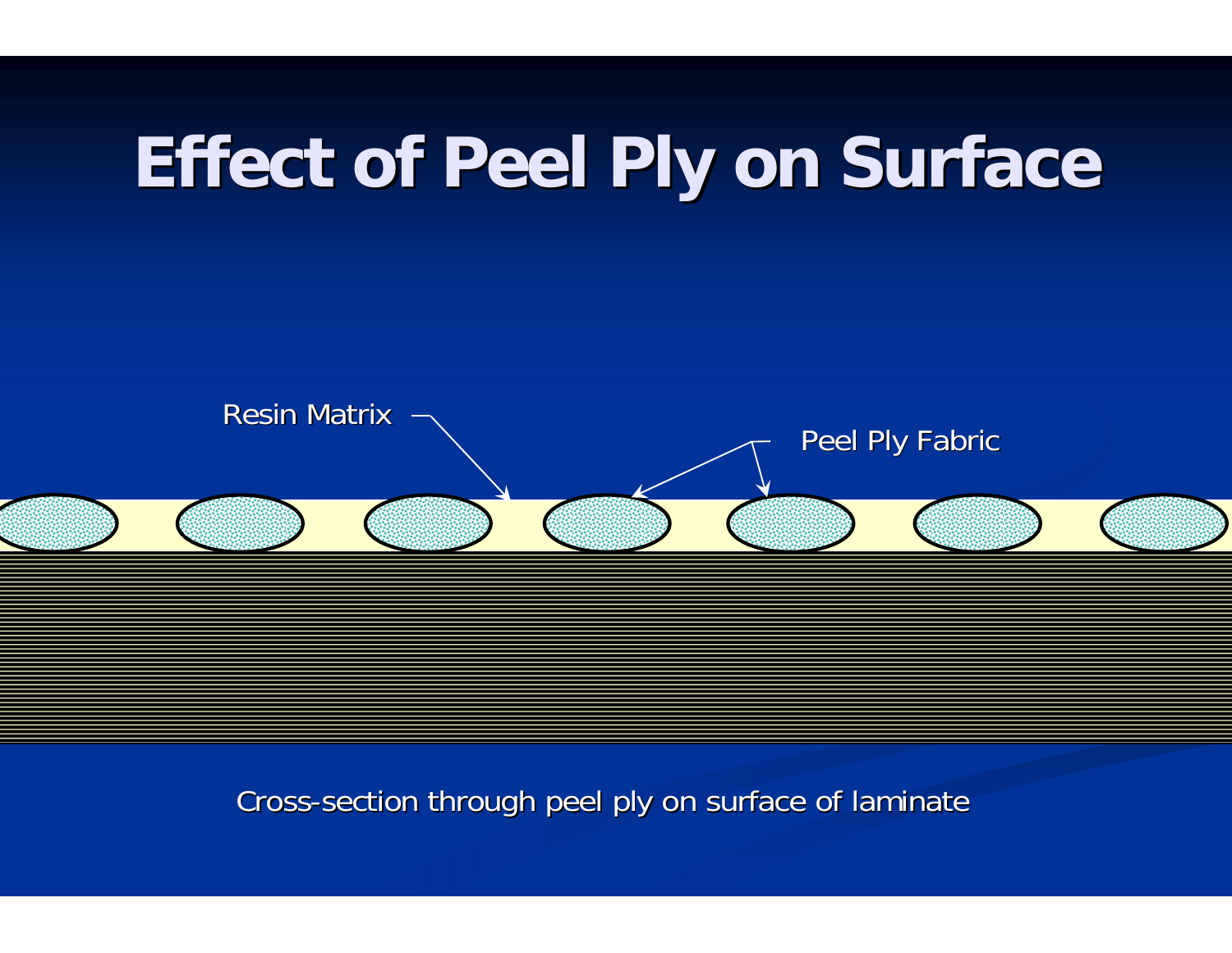# Effect of Peel Ply on Surface

Resin Matrix

Peel Ply Fabric

Cross-section through peel ply on surface of laminate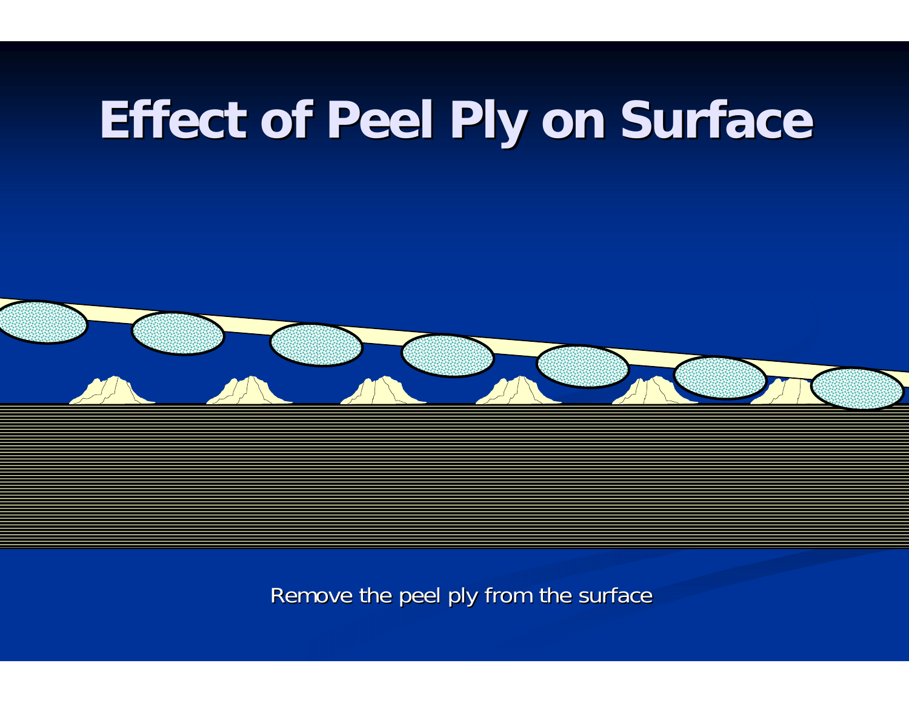# Effect of Peel Ply on Surface

Remove the peel ply from the surface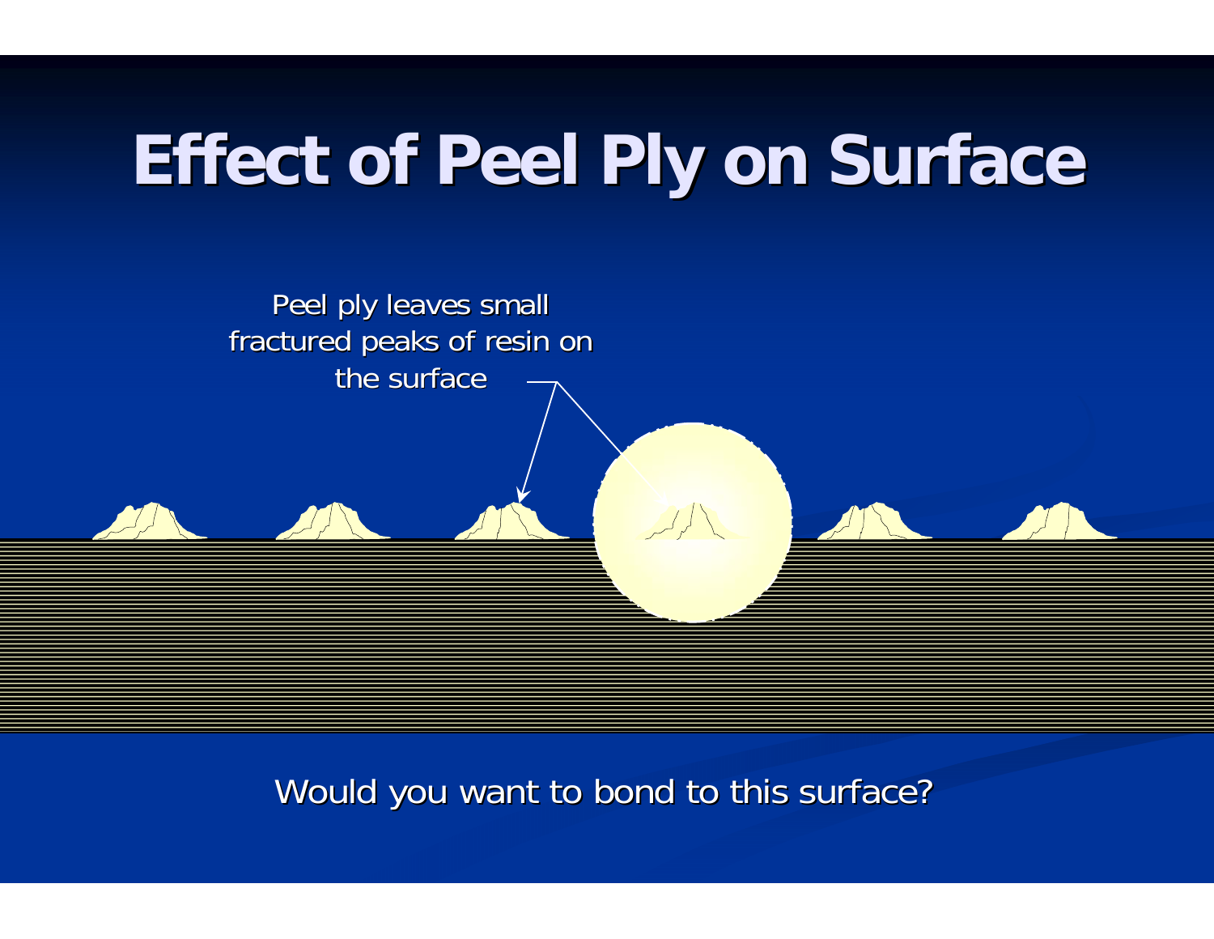# Effect of Peel Ply on Surface

Peel ply leaves small fractured peaks of resin on the surface

Would you want to bond to this surface?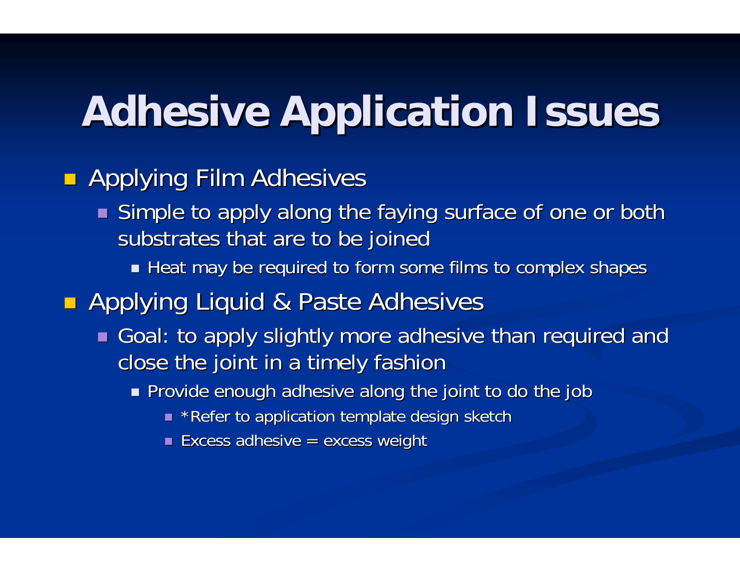# Adhesive Application Issues

- Applying Film Adhesives
  - Simple to apply along the faying surface of one or both substrates that are to be joined
    - Heat may be required to form some films to complex shapes
- Applying Liquid & Paste Adhesives
  - Goal: to apply slightly more adhesive than required and close the joint in a timely fashion
    - Provide enough adhesive along the joint to do the job
      - *Refer to application template design sketch
      - Excess adhesive = excess weight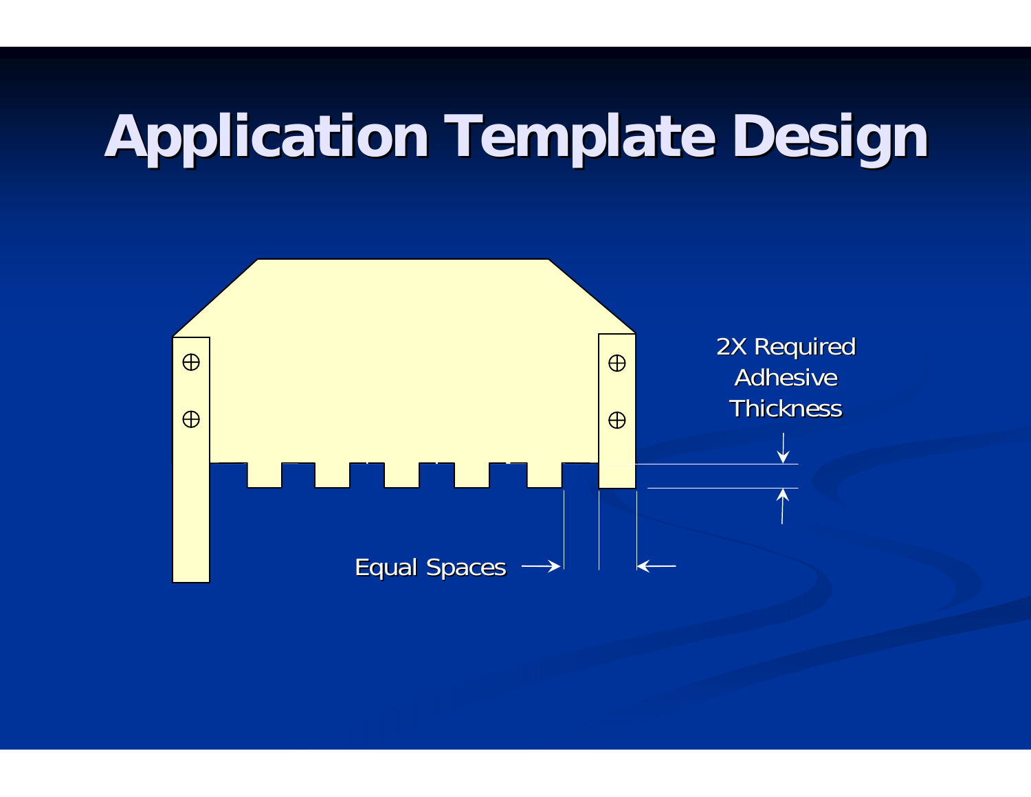# Application Template Design

2X Required Adhesive Thickness

Equal Spaces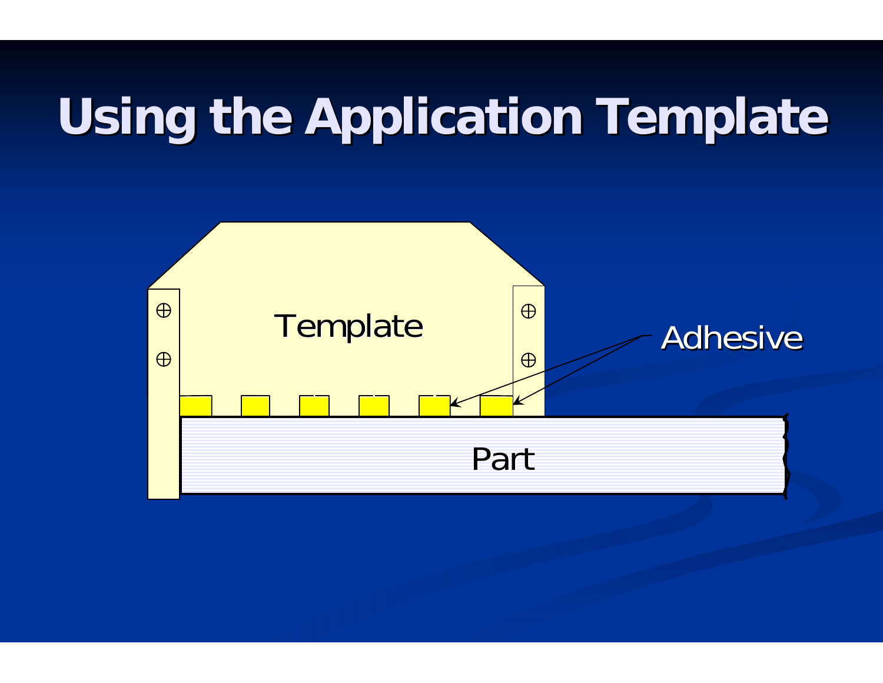# Using the Application Template

Template

Adhesive

Part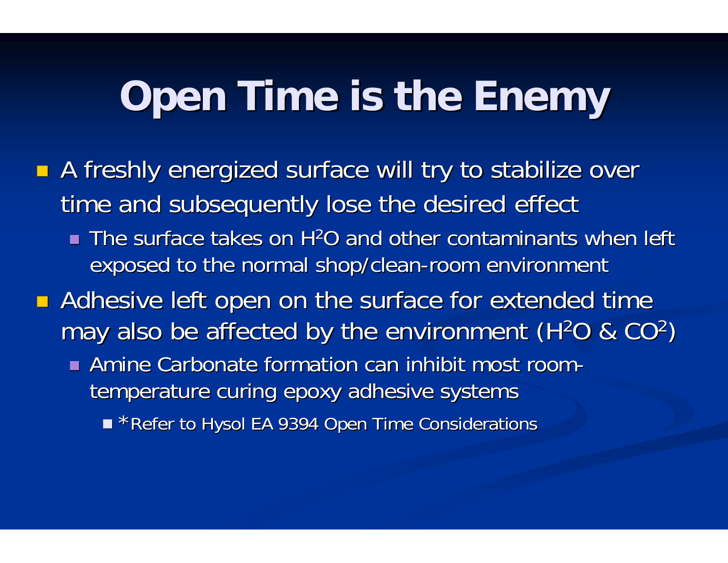# Open Time is the Enemy

- A freshly energized surface will try to stabilize over time and subsequently lose the desired effect
  - The surface takes on $H^2O$ and other contaminants when left exposed to the normal shop/clean-room environment
- Adhesive left open on the surface for extended time may also be affected by the environment ($H^2O$ & $CO^2$)
  - Amine Carbonate formation can inhibit most room-temperature curing epoxy adhesive systems
    - *Refer to Hysol EA 9394 Open Time Considerations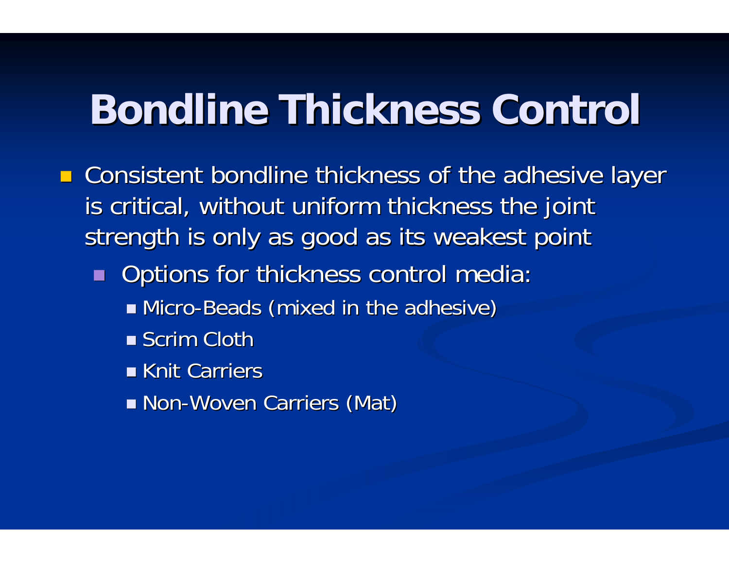# Bondline Thickness Control

- Consistent bondline thickness of the adhesive layer is critical, without uniform thickness the joint strength is only as good as its weakest point
  - Options for thickness control media:
    - Micro-Beads (mixed in the adhesive)
    - Scrim Cloth
    - Knit Carriers
    - Non-Woven Carriers (Mat)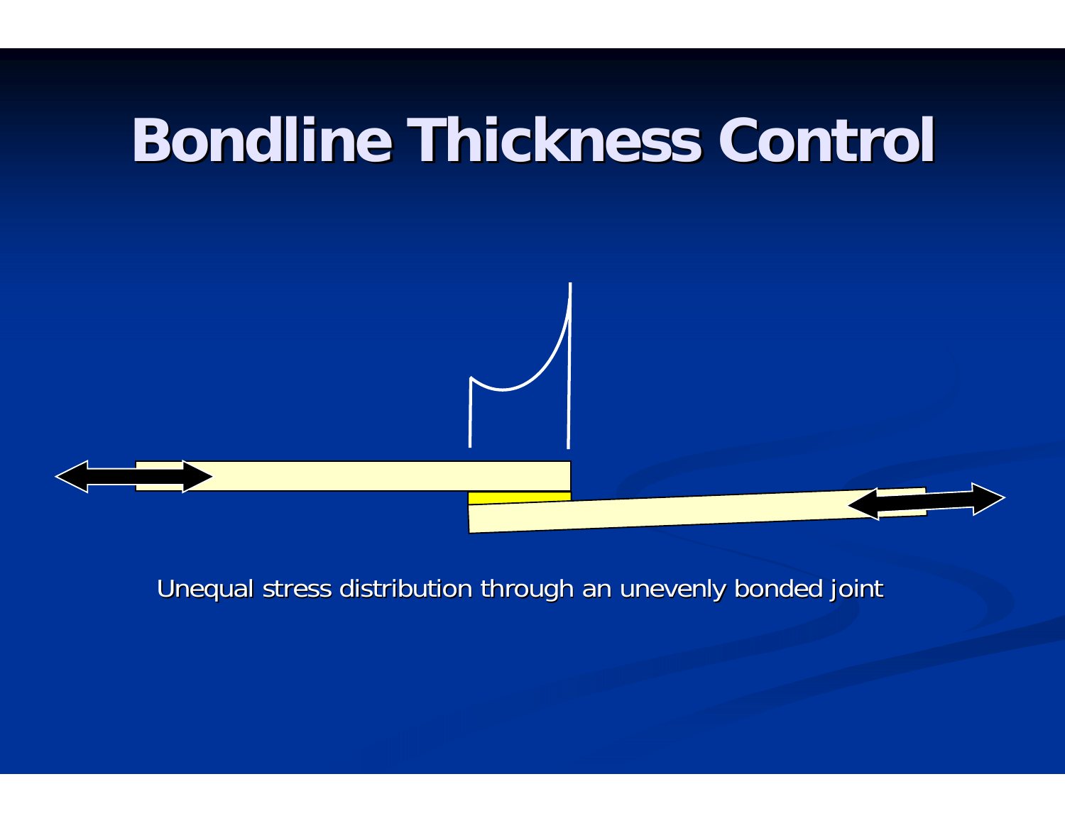# Bondline Thickness Control

Unequal stress distribution through an unevenly bonded joint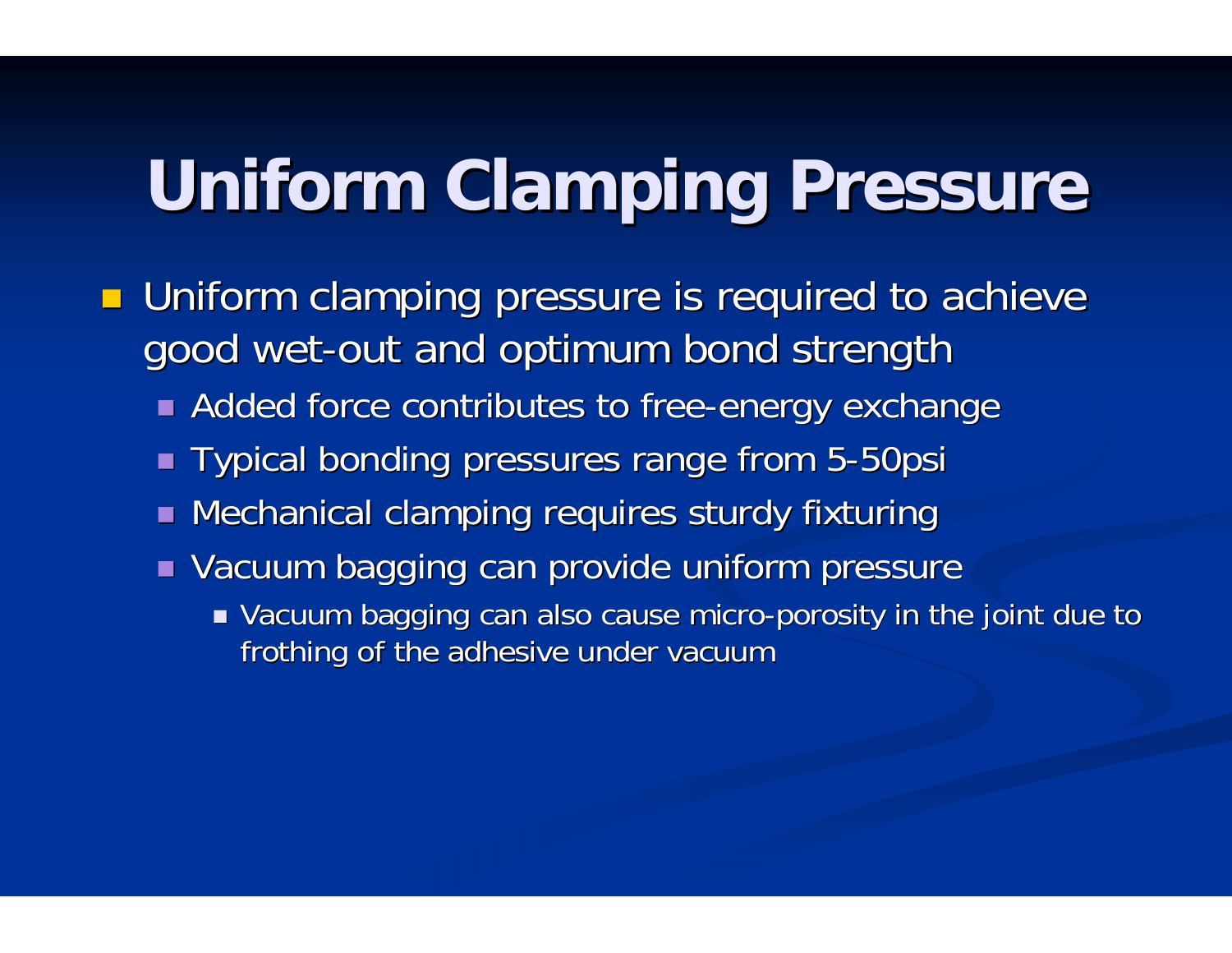# Uniform Clamping Pressure

- Uniform clamping pressure is required to achieve good wet-out and optimum bond strength
  - Added force contributes to free-energy exchange
  - Typical bonding pressures range from 5-50psi
  - Mechanical clamping requires sturdy fixturing
  - Vacuum bagging can provide uniform pressure
    - Vacuum bagging can also cause micro-porosity in the joint due to frothing of the adhesive under vacuum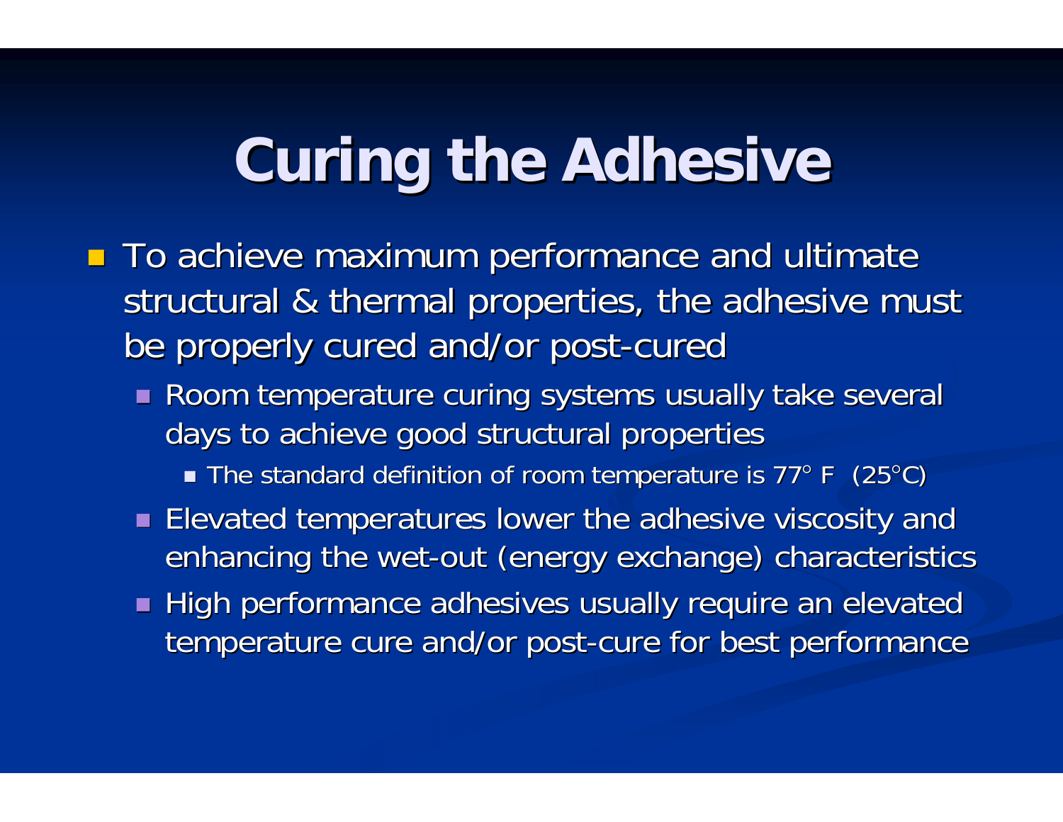# Curing the Adhesive

- To achieve maximum performance and ultimate structural & thermal properties, the adhesive must be properly cured and/or post-cured
  - Room temperature curing systems usually take several days to achieve good structural properties
    - The standard definition of room temperature is 77° F (25°C)
  - Elevated temperatures lower the adhesive viscosity and enhancing the wet-out (energy exchange) characteristics
  - High performance adhesives usually require an elevated temperature cure and/or post-cure for best performance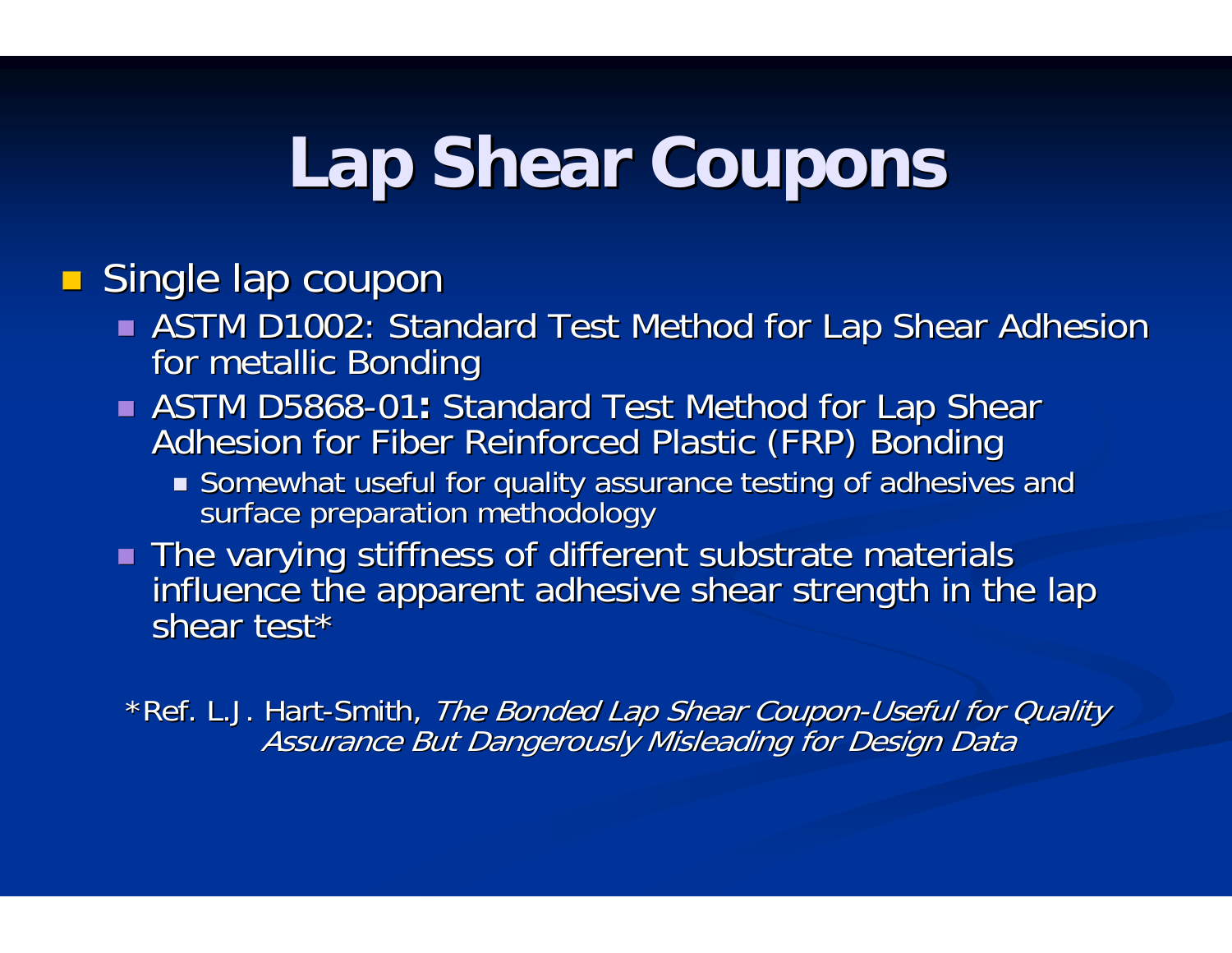# Lap Shear Coupons

- Single lap coupon
  - ASTM D1002: Standard Test Method for Lap Shear Adhesion for metallic Bonding
  - ASTM D5868-01**:** Standard Test Method for Lap Shear Adhesion for Fiber Reinforced Plastic (FRP) Bonding
    - Somewhat useful for quality assurance testing of adhesives and surface preparation methodology
  - The varying stiffness of different substrate materials influence the apparent adhesive shear strength in the lap shear test*

*Ref. L.J. Hart-Smith, *The Bonded Lap Shear Coupon-Useful for Quality Assurance But Dangerously Misleading for Design Data*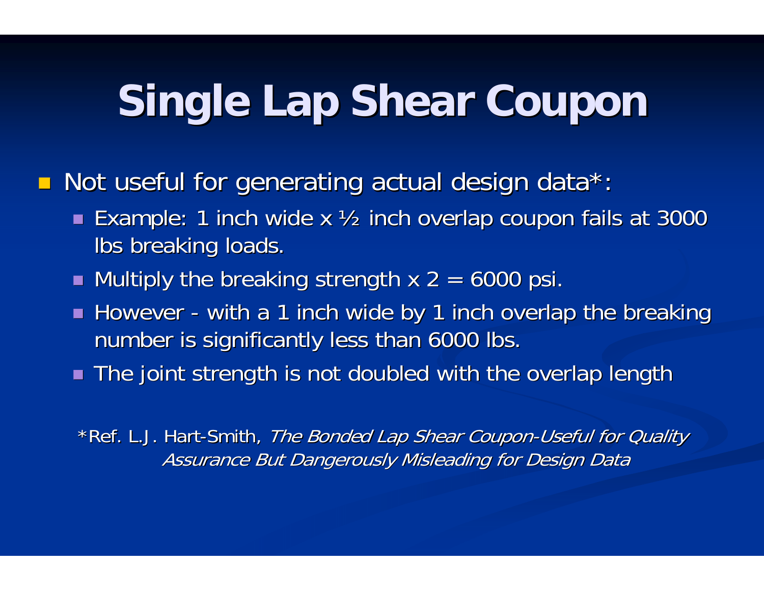# Single Lap Shear Coupon

- Not useful for generating actual design data*:
  - Example: 1 inch wide x ½ inch overlap coupon fails at 3000 lbs breaking loads.
  - Multiply the breaking strength x 2 = 6000 psi.
  - However - with a 1 inch wide by 1 inch overlap the breaking number is significantly less than 6000 lbs.
  - The joint strength is not doubled with the overlap length

*Ref. L.J. Hart-Smith, *The Bonded Lap Shear Coupon-Useful for Quality Assurance But Dangerously Misleading for Design Data*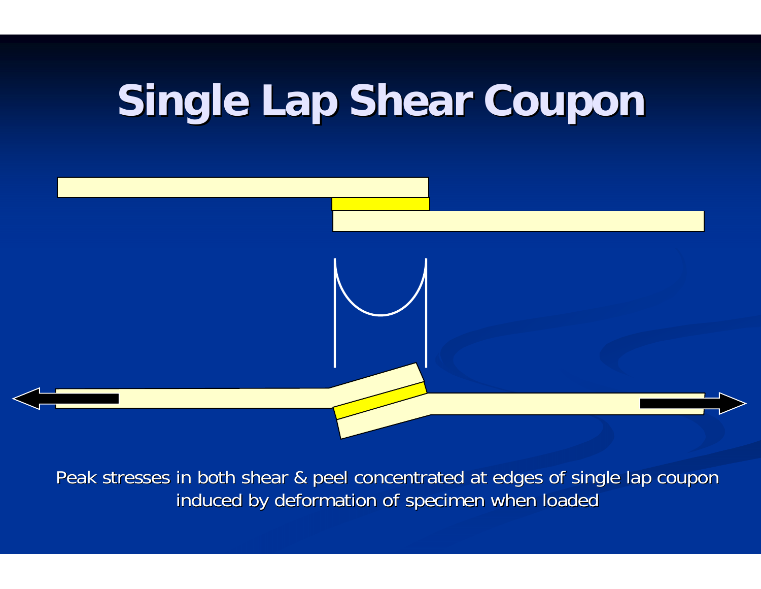# Single Lap Shear Coupon

Peak stresses in both shear & peel concentrated at edges of single lap coupon induced by deformation of specimen when loaded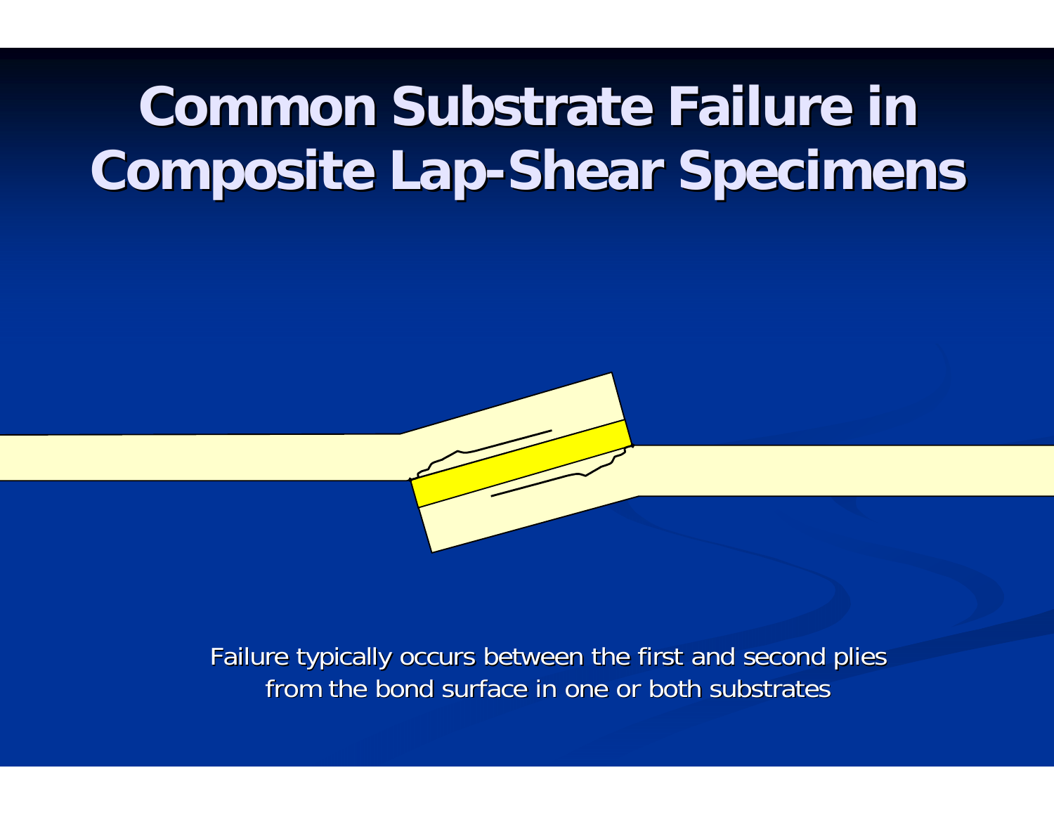# Common Substrate Failure in Composite Lap-Shear Specimens

Failure typically occurs between the first and second plies from the bond surface in one or both substrates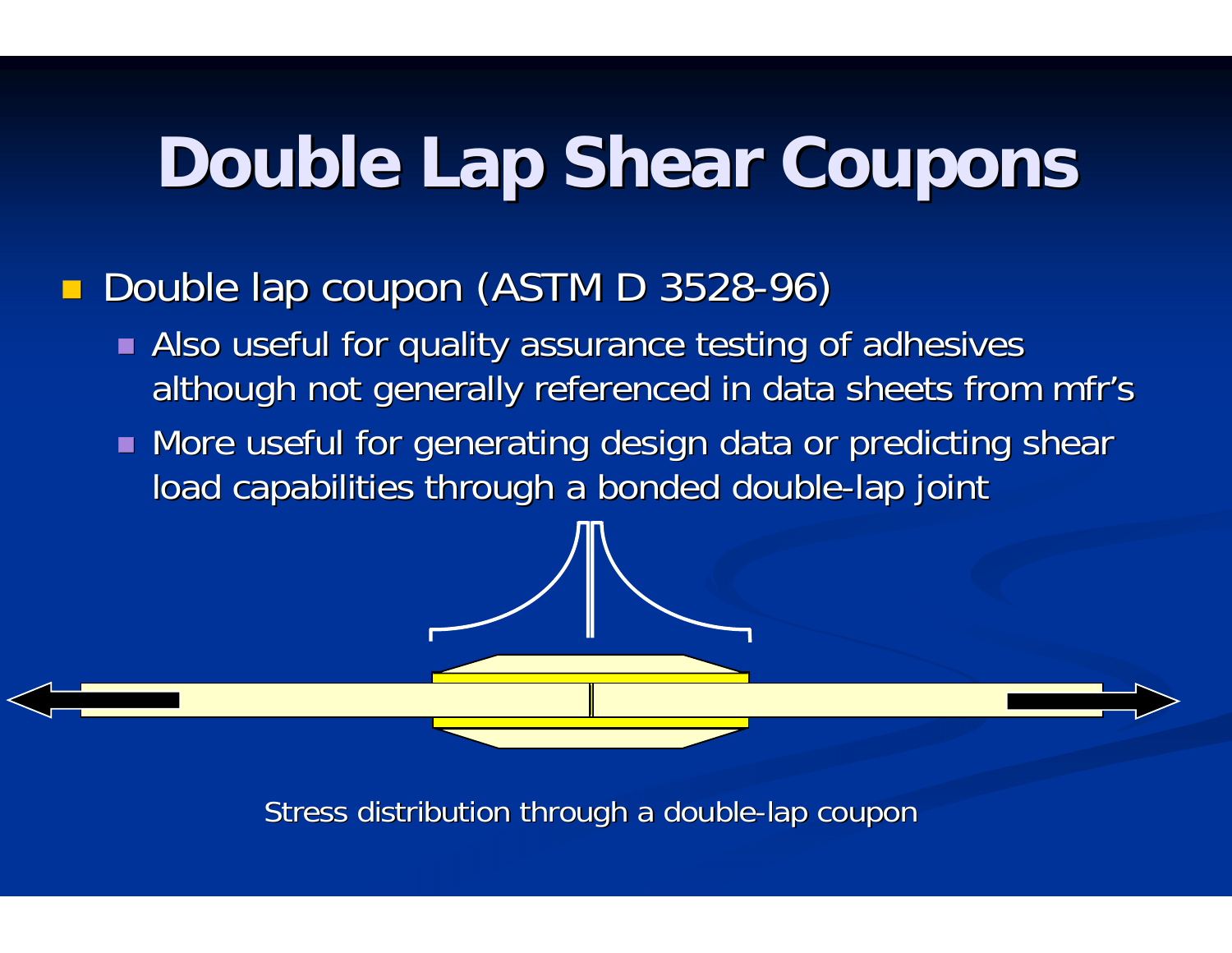# Double Lap Shear Coupons

- Double lap coupon (ASTM D 3528-96)
  - Also useful for quality assurance testing of adhesives although not generally referenced in data sheets from mfr's
  - More useful for generating design data or predicting shear load capabilities through a bonded double-lap joint

Stress distribution through a double-lap coupon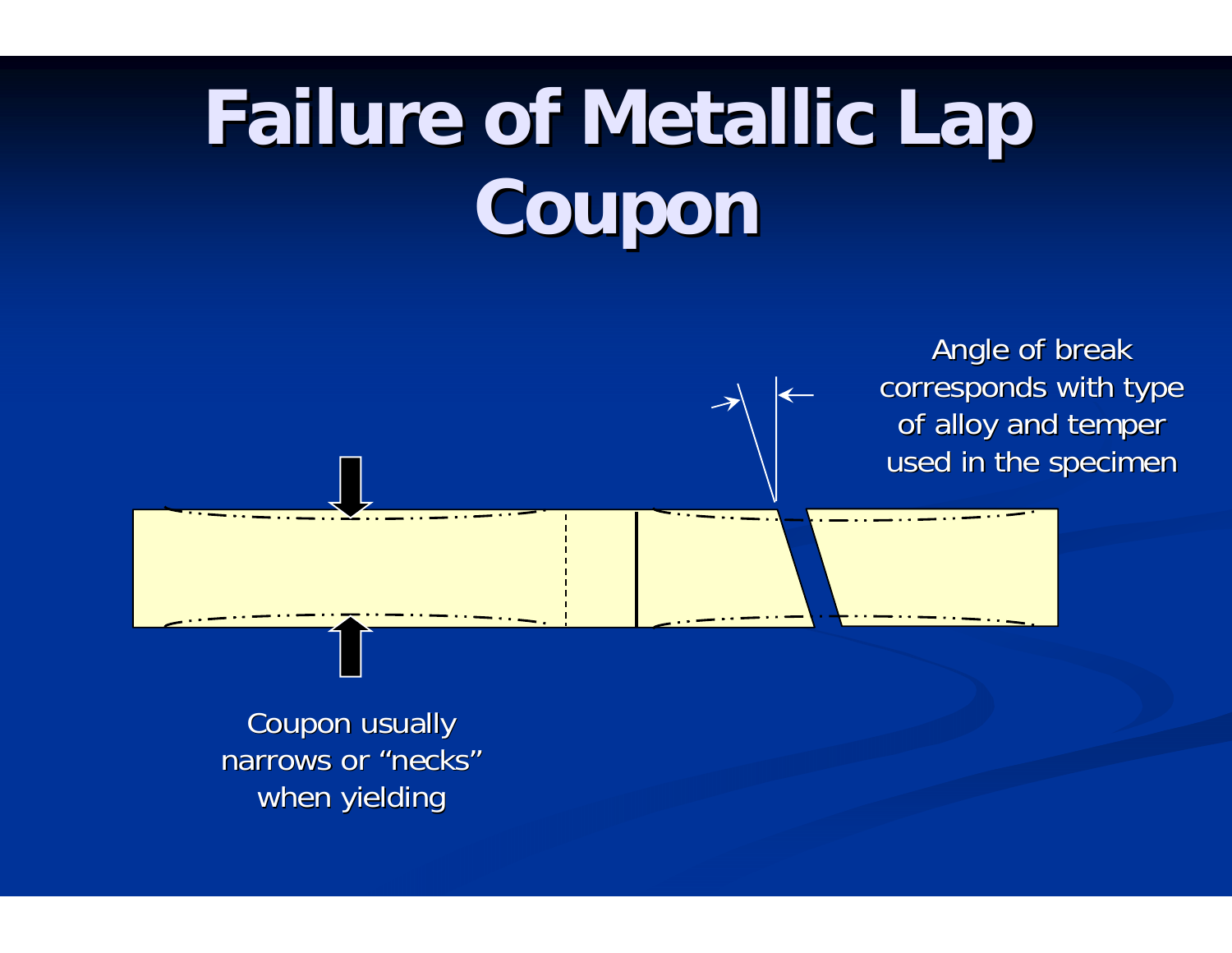# Failure of Metallic Lap Coupon

Angle of break corresponds with type of alloy and temper used in the specimen

Coupon usually narrows or "necks" when yielding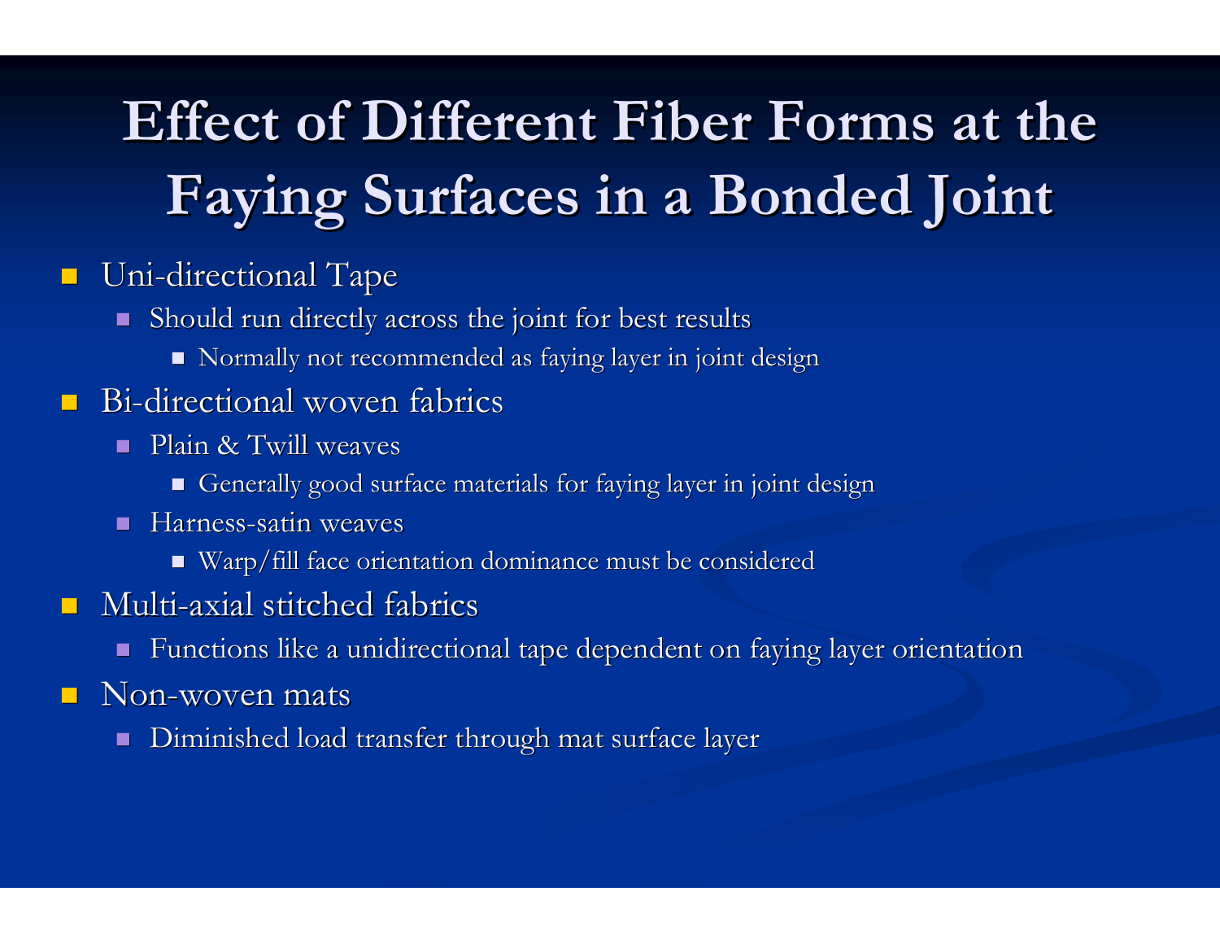# Effect of Different Fiber Forms at the Faying Surfaces in a Bonded Joint

- Uni-directional Tape
  - Should run directly across the joint for best results
    - Normally not recommended as faying layer in joint design
- Bi-directional woven fabrics
  - Plain & Twill weaves
    - Generally good surface materials for faying layer in joint design
  - Harness-satin weaves
    - Warp/fill face orientation dominance must be considered
- Multi-axial stitched fabrics
  - Functions like a unidirectional tape dependent on faying layer orientation
- Non-woven mats
  - Diminished load transfer through mat surface layer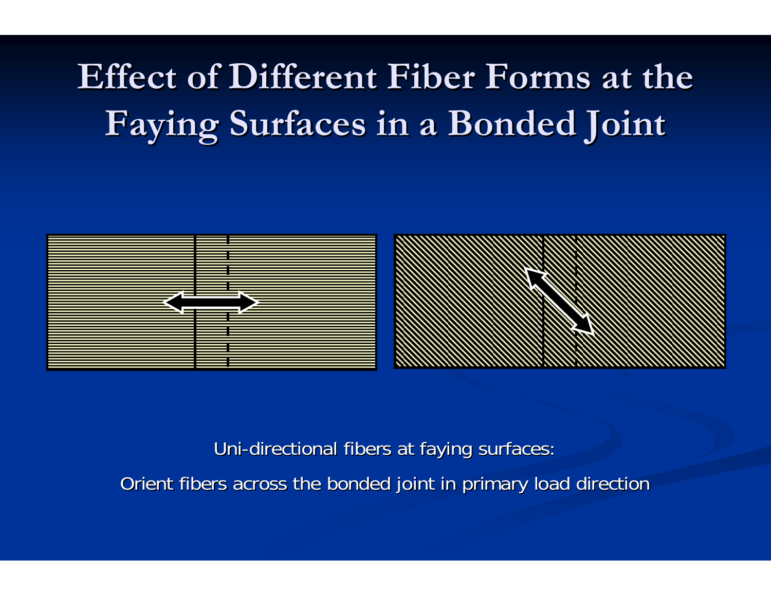# Effect of Different Fiber Forms at the Faying Surfaces in a Bonded Joint

Uni-directional fibers at faying surfaces:

Orient fibers across the bonded joint in primary load direction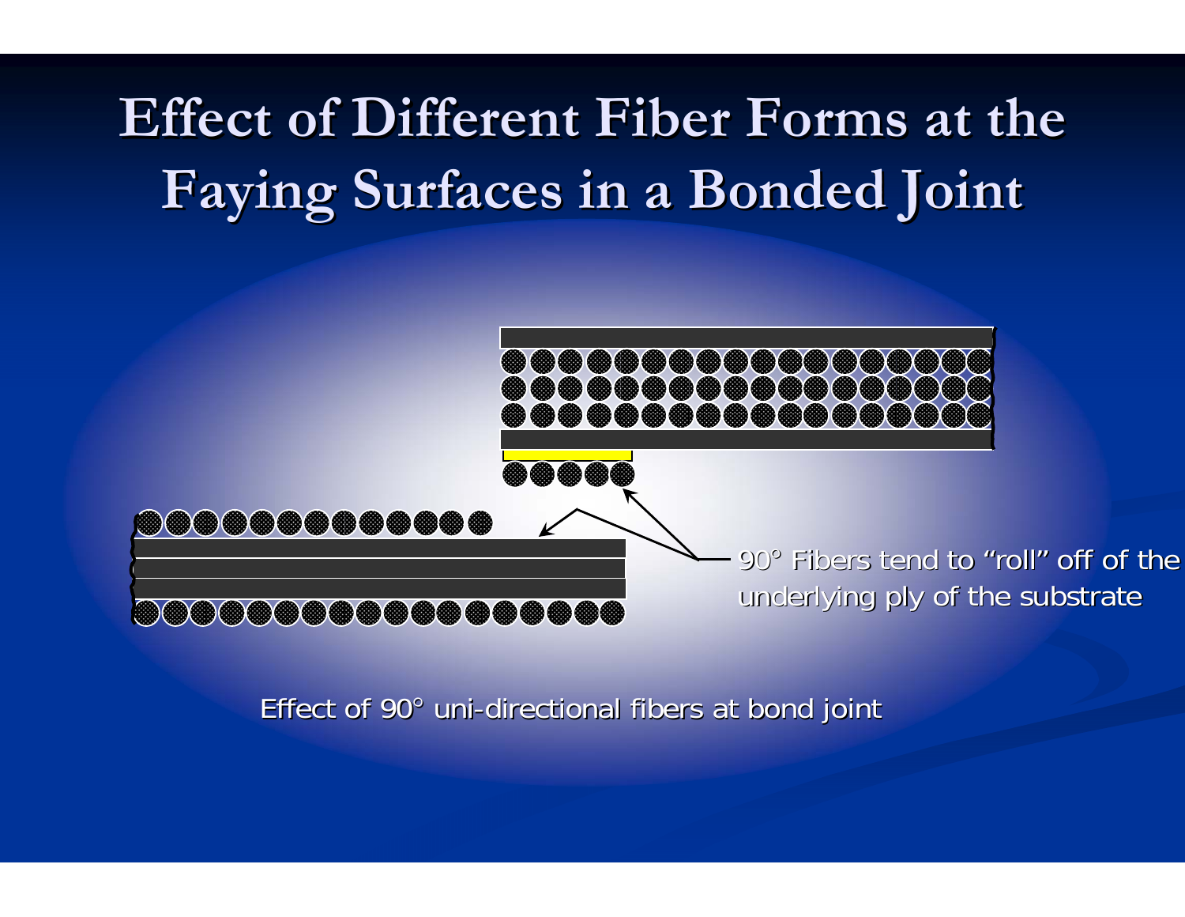# Effect of Different Fiber Forms at the Faying Surfaces in a Bonded Joint

90° Fibers tend to "roll" off of the underlying ply of the substrate

Effect of 90° uni-directional fibers at bond joint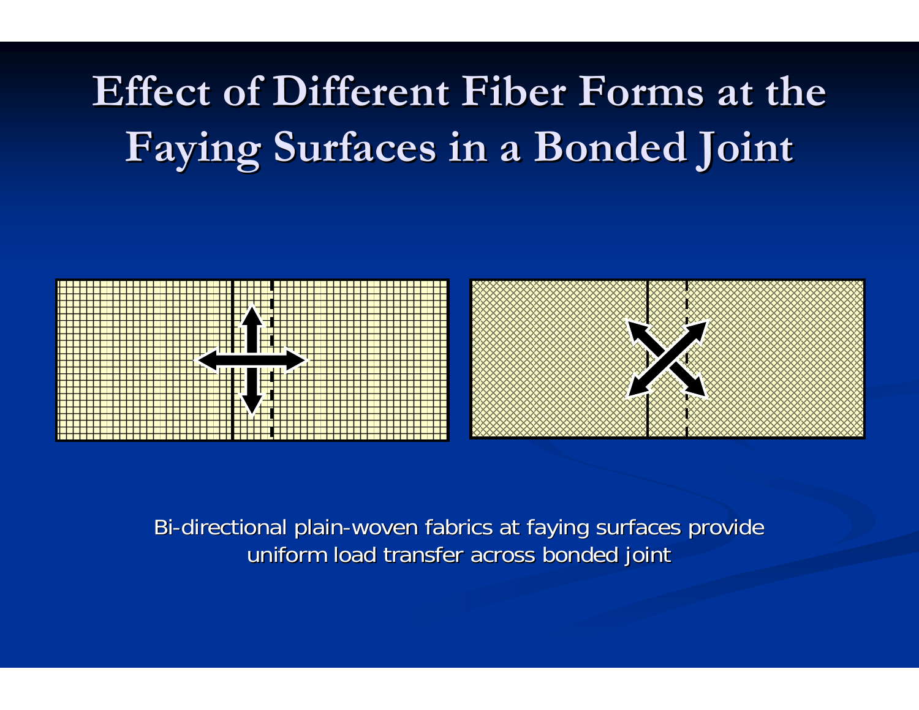# Effect of Different Fiber Forms at the Faying Surfaces in a Bonded Joint

Bi-directional plain-woven fabrics at faying surfaces provide uniform load transfer across bonded joint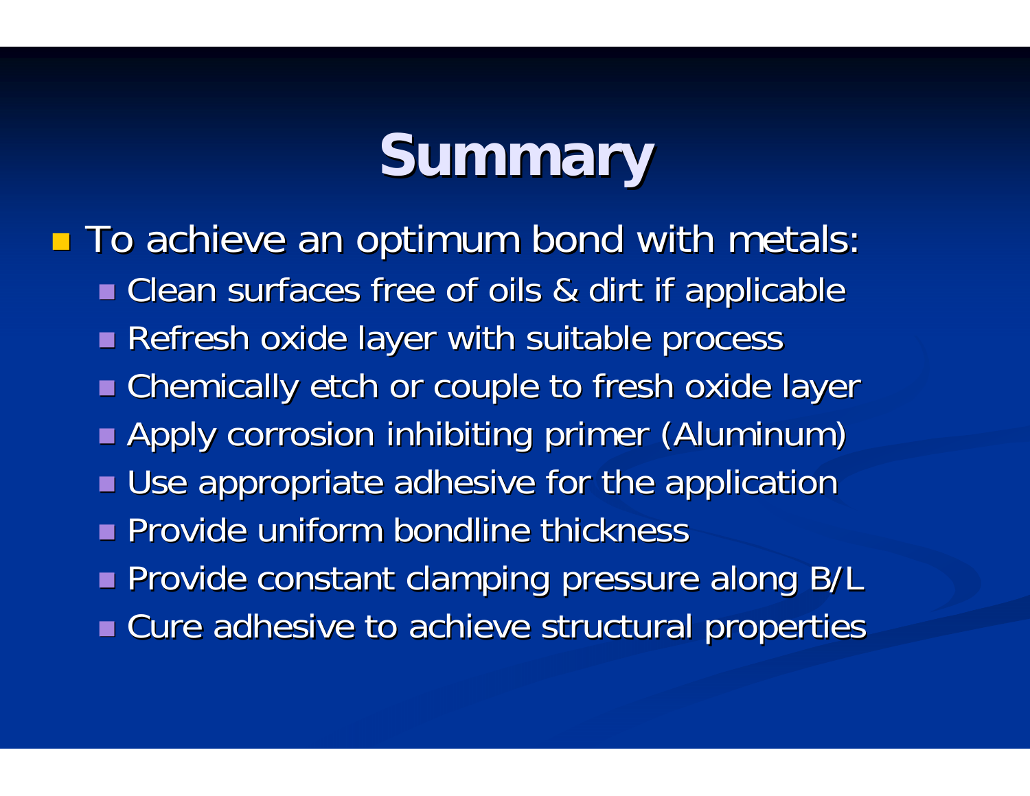# Summary

- To achieve an optimum bond with metals:
  - Clean surfaces free of oils & dirt if applicable
  - Refresh oxide layer with suitable process
  - Chemically etch or couple to fresh oxide layer
  - Apply corrosion inhibiting primer (Aluminum)
  - Use appropriate adhesive for the application
  - Provide uniform bondline thickness
  - Provide constant clamping pressure along B/L
  - Cure adhesive to achieve structural properties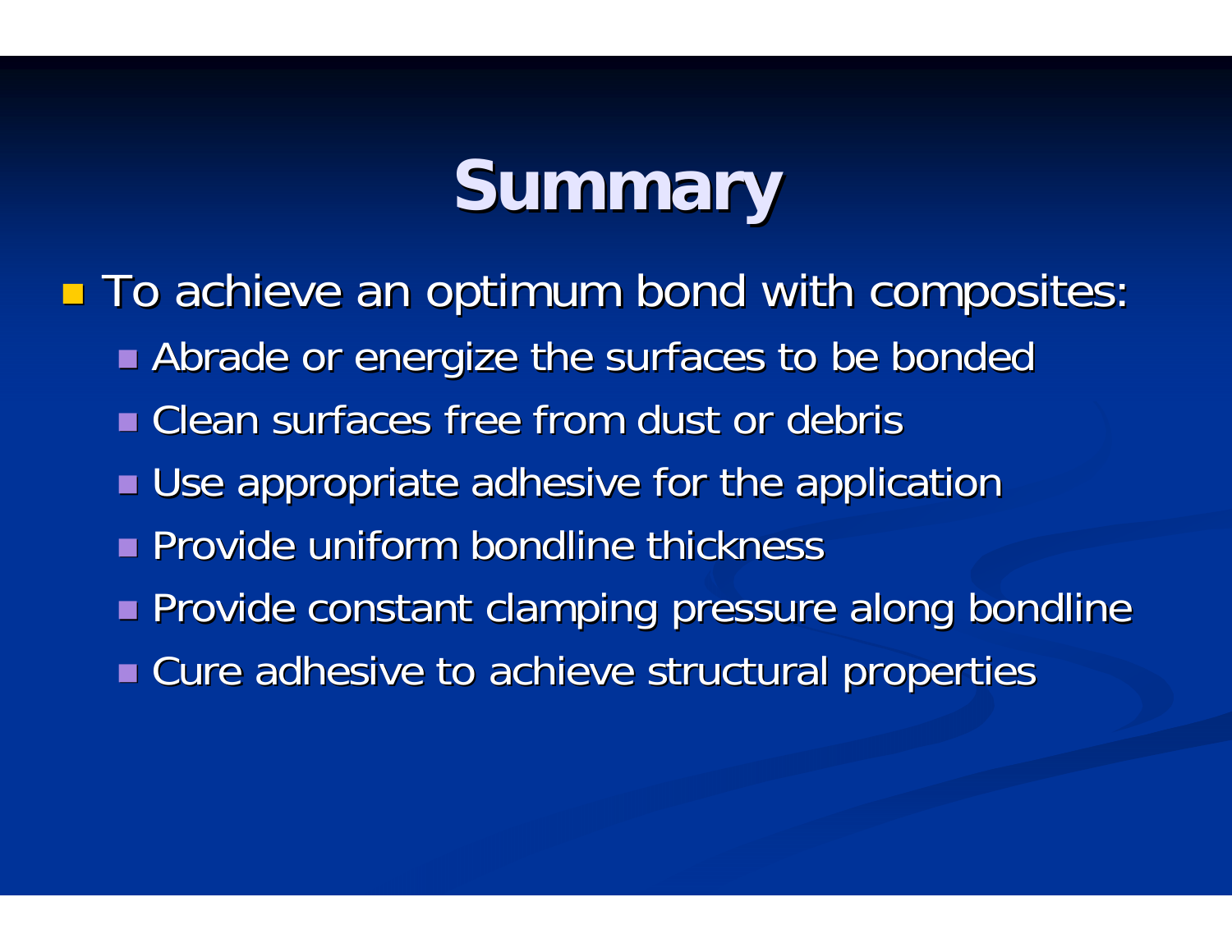# Summary

- To achieve an optimum bond with composites:
  - Abrade or energize the surfaces to be bonded
  - Clean surfaces free from dust or debris
  - Use appropriate adhesive for the application
  - Provide uniform bondline thickness
  - Provide constant clamping pressure along bondline
  - Cure adhesive to achieve structural properties